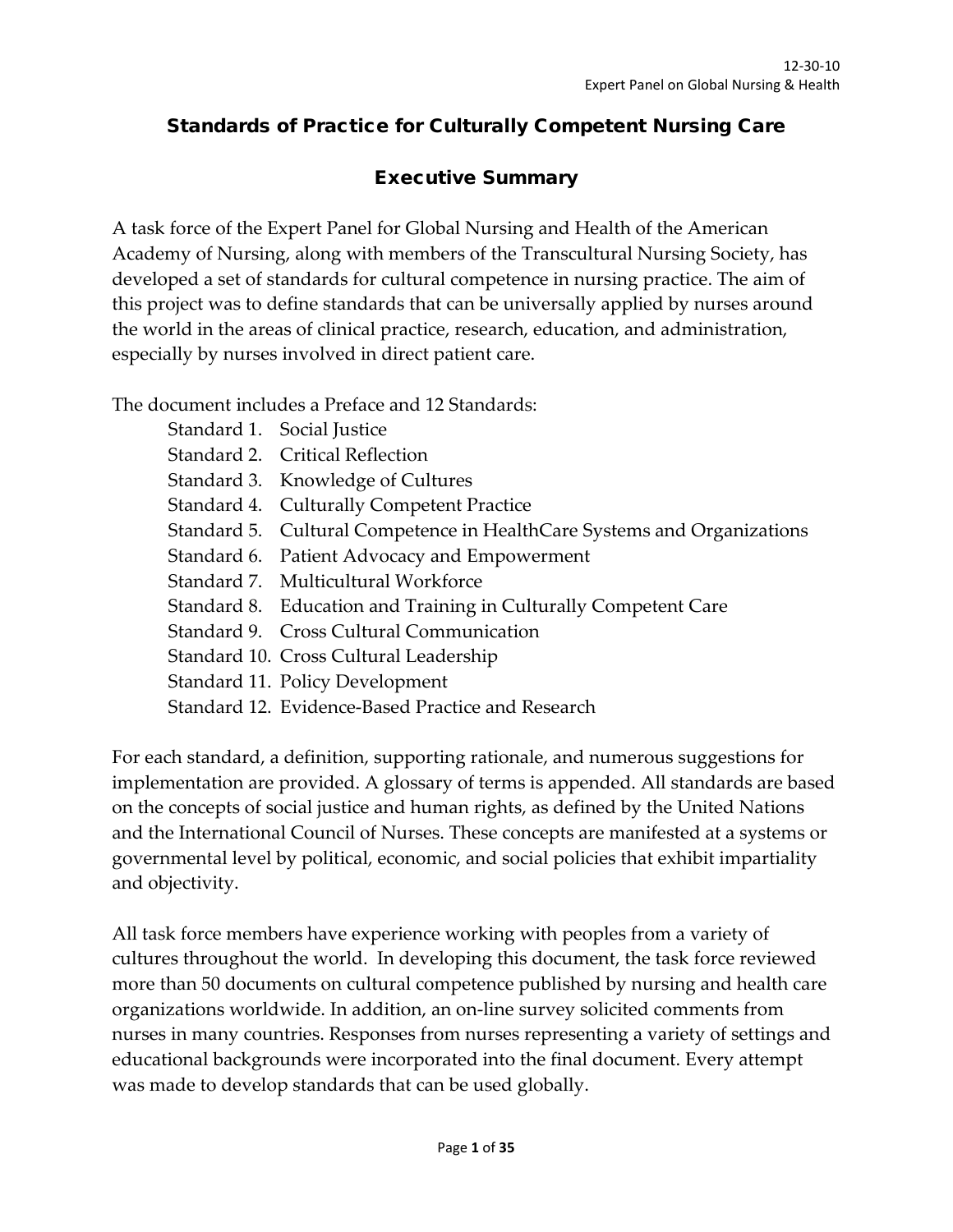# Standards of Practice for Culturally Competent Nursing Care

## Executive Summary

A task force of the Expert Panel for Global Nursing and Health of the American Academy of Nursing, along with members of the Transcultural Nursing Society, has developed a set of standards for cultural competence in nursing practice. The aim of this project was to define standards that can be universally applied by nurses around the world in the areas of clinical practice, research, education, and administration, especially by nurses involved in direct patient care.

The document includes a Preface and 12 Standards:

- Standard 1. Social Justice
- Standard 2. Critical Reflection
- Standard 3. Knowledge of Cultures
- Standard 4. Culturally Competent Practice
- Standard 5. Cultural Competence in HealthCare Systems and Organizations
- Standard 6. Patient Advocacy and Empowerment
- Standard 7. Multicultural Workforce
- Standard 8. Education and Training in Culturally Competent Care
- Standard 9. Cross Cultural Communication
- Standard 10. Cross Cultural Leadership
- Standard 11. Policy Development
- Standard 12. Evidence-Based Practice and Research

For each standard, a definition, supporting rationale, and numerous suggestions for implementation are provided. A glossary of terms is appended. All standards are based on the concepts of social justice and human rights, as defined by the United Nations and the International Council of Nurses. These concepts are manifested at a systems or governmental level by political, economic, and social policies that exhibit impartiality and objectivity.

All task force members have experience working with peoples from a variety of cultures throughout the world. In developing this document, the task force reviewed more than 50 documents on cultural competence published by nursing and health care organizations worldwide. In addition, an on-line survey solicited comments from nurses in many countries. Responses from nurses representing a variety of settings and educational backgrounds were incorporated into the final document. Every attempt was made to develop standards that can be used globally.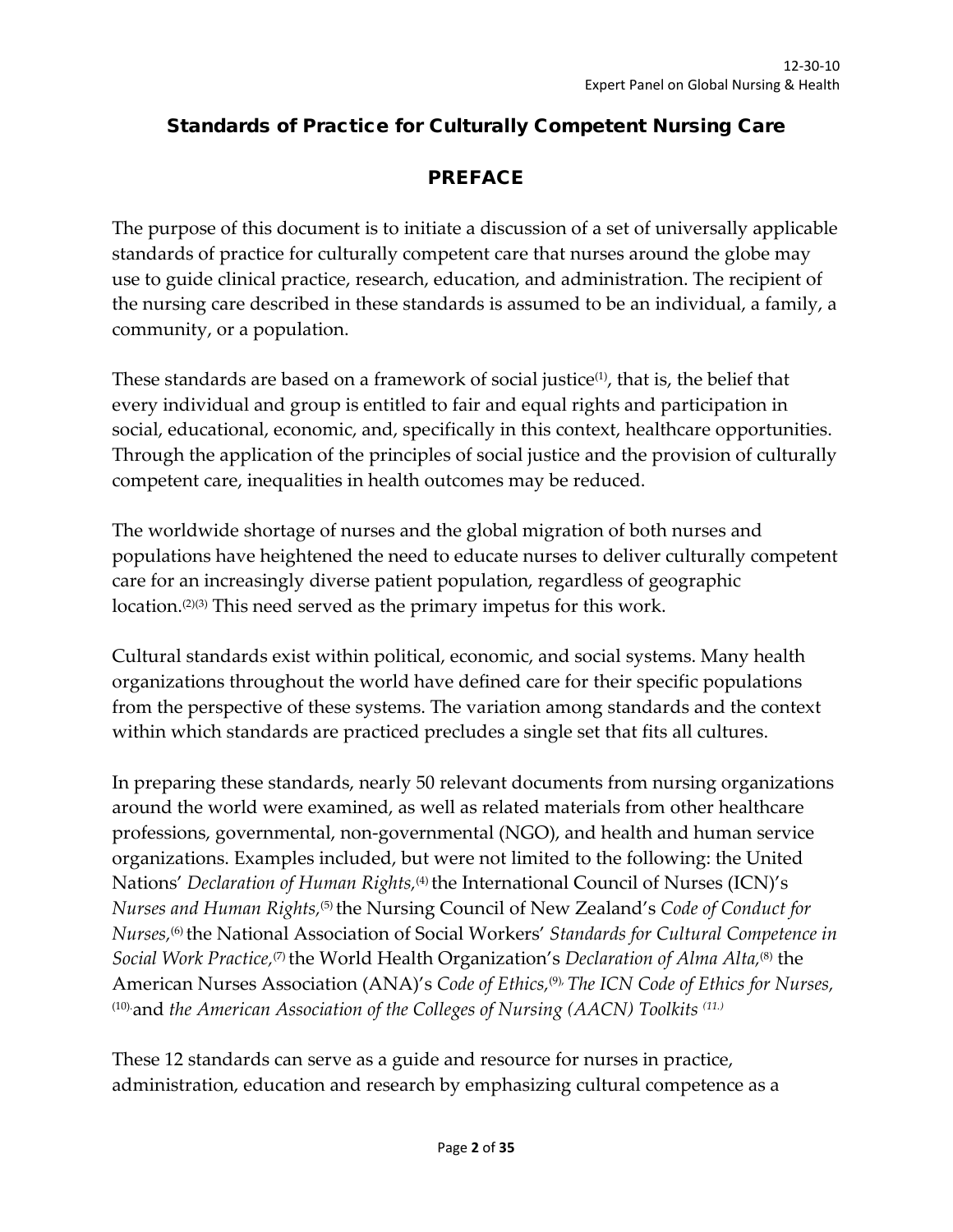## Standards of Practice for Culturally Competent Nursing Care

### PREFACE

The purpose of this document is to initiate a discussion of a set of universally applicable standards of practice for culturally competent care that nurses around the globe may use to guide clinical practice, research, education, and administration. The recipient of the nursing care described in these standards is assumed to be an individual, a family, a community, or a population.

These standards are based on a framework of social justice[1], that is, the belief that every individual and group is entitled to fair and equal rights and participation in social, educational, economic, and, specifically in this context, healthcare opportunities. Through the application of the principles of social justice and the provision of culturally competent care, inequalities in health outcomes may be reduced.

The worldwide shortage of nurses and the global migration of both nurses and populations have heightened the need to educate nurses to deliver culturally competent care for an increasingly diverse patient population, regardless of geographic location.[2][3] This need served as the primary impetus for this work.

Cultural standards exist within political, economic, and social systems. Many health organizations throughout the world have defined care for their specific populations from the perspective of these systems. The variation among standards and the context within which standards are practiced precludes a single set that fits all cultures.

In preparing these standards, nearly 50 relevant documents from nursing organizations around the world were examined, as well as related materials from other healthcare professions, governmental, non-governmental (NGO), and health and human service organizations. Examples included, but were not limited to the following: the United Nations' *Declaration of Human Rights,*[4] the International Council of Nurses (ICN)'s *Nurses and Human Rights,*[5] the Nursing Council of New Zealand's *Code of Conduct for Nurses,*[6] the National Association of Social Workers' *Standards for Cultural Competence in Social Work Practice,*[7] the World Health Organization's *Declaration of Alma Alta,*[8] the American Nurses Association (ANA)'s *Code of Ethics,*[9] *The ICN Code of Ethics for Nurses,*[10] and *the American Association of the Colleges of Nursing (AACN) Toolkits* [11]

These 12 standards can serve as a guide and resource for nurses in practice, administration, education and research by emphasizing cultural competence as a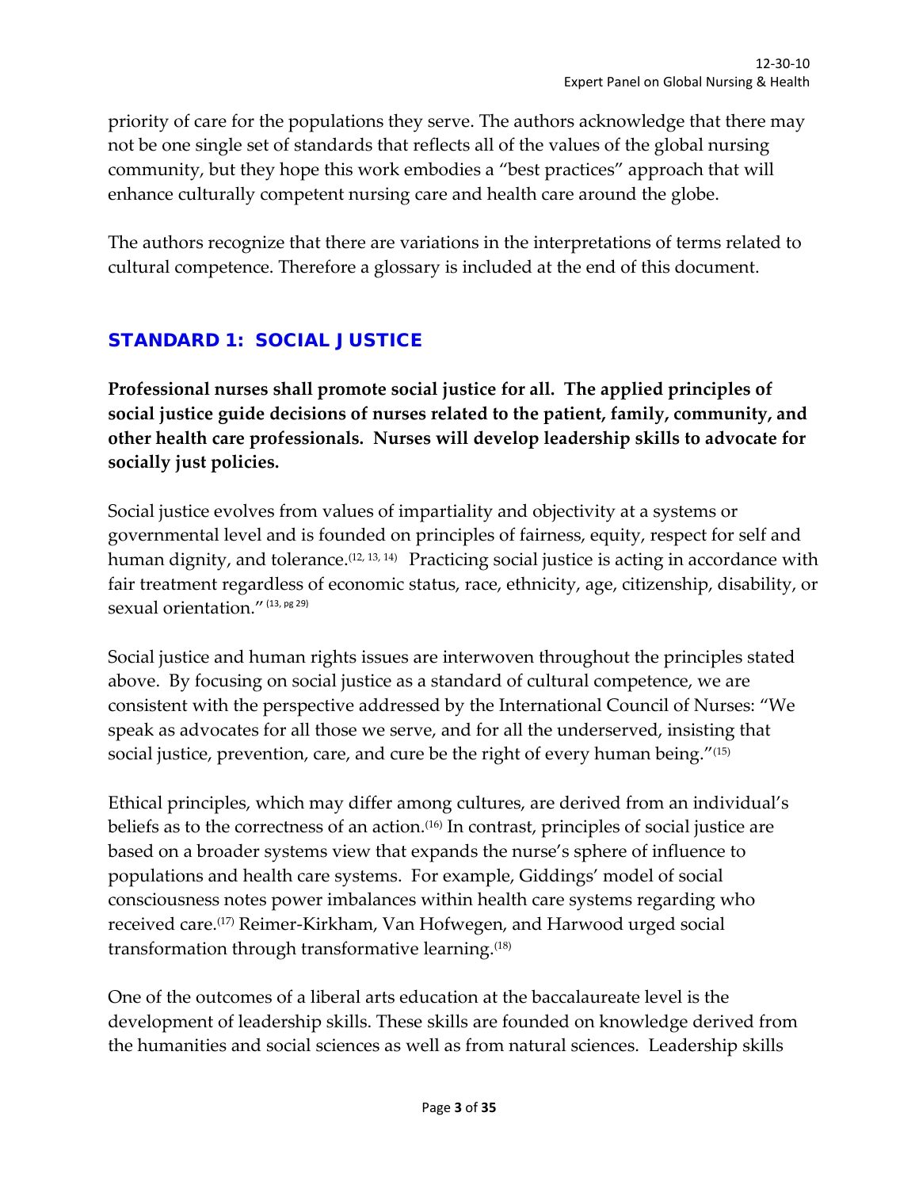priority of care for the populations they serve. The authors acknowledge that there may not be one single set of standards that reflects all of the values of the global nursing community, but they hope this work embodies a "best practices" approach that will enhance culturally competent nursing care and health care around the globe.

The authors recognize that there are variations in the interpretations of terms related to cultural competence. Therefore a glossary is included at the end of this document.

## STANDARD 1: SOCIAL JUSTICE

**Professional nurses shall promote social justice for all. The applied principles of social justice guide decisions of nurses related to the patient, family, community, and other health care professionals. Nurses will develop leadership skills to advocate for socially just policies.**

Social justice evolves from values of impartiality and objectivity at a systems or governmental level and is founded on principles of fairness, equity, respect for self and human dignity, and tolerance.(12, 13, 14) Practicing social justice is acting in accordance with fair treatment regardless of economic status, race, ethnicity, age, citizenship, disability, or sexual orientation." (13, pg 29)

Social justice and human rights issues are interwoven throughout the principles stated above. By focusing on social justice as a standard of cultural competence, we are consistent with the perspective addressed by the International Council of Nurses: "We speak as advocates for all those we serve, and for all the underserved, insisting that social justice, prevention, care, and cure be the right of every human being."(15)

Ethical principles, which may differ among cultures, are derived from an individual's beliefs as to the correctness of an action.(16) In contrast, principles of social justice are based on a broader systems view that expands the nurse's sphere of influence to populations and health care systems. For example, Giddings' model of social consciousness notes power imbalances within health care systems regarding who received care.(17) Reimer-Kirkham, Van Hofwegen, and Harwood urged social transformation through transformative learning.(18)

One of the outcomes of a liberal arts education at the baccalaureate level is the development of leadership skills. These skills are founded on knowledge derived from the humanities and social sciences as well as from natural sciences. Leadership skills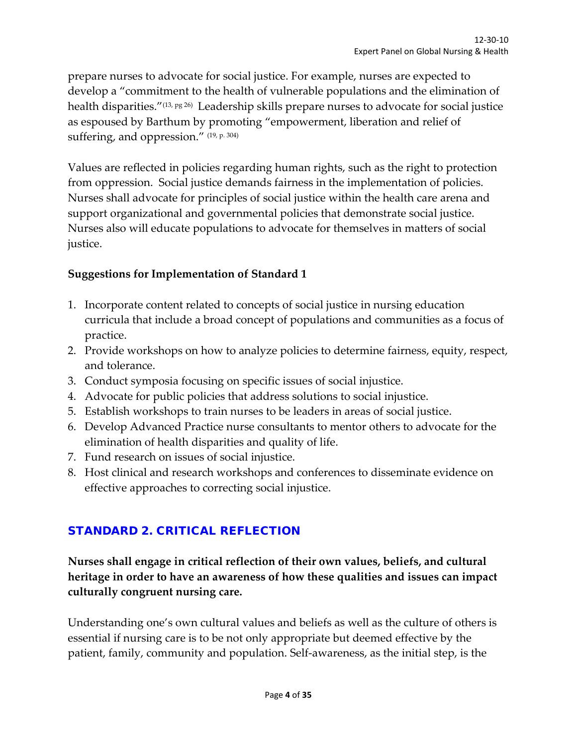prepare nurses to advocate for social justice. For example, nurses are expected to develop a "commitment to the health of vulnerable populations and the elimination of health disparities."[13, pg 26] Leadership skills prepare nurses to advocate for social justice as espoused by Barthum by promoting "empowerment, liberation and relief of suffering, and oppression." [19, p. 304]

Values are reflected in policies regarding human rights, such as the right to protection from oppression. Social justice demands fairness in the implementation of policies. Nurses shall advocate for principles of social justice within the health care arena and support organizational and governmental policies that demonstrate social justice. Nurses also will educate populations to advocate for themselves in matters of social justice.

**Suggestions for Implementation of Standard 1**

1. Incorporate content related to concepts of social justice in nursing education curricula that include a broad concept of populations and communities as a focus of practice.
2. Provide workshops on how to analyze policies to determine fairness, equity, respect, and tolerance.
3. Conduct symposia focusing on specific issues of social injustice.
4. Advocate for public policies that address solutions to social injustice.
5. Establish workshops to train nurses to be leaders in areas of social justice.
6. Develop Advanced Practice nurse consultants to mentor others to advocate for the elimination of health disparities and quality of life.
7. Fund research on issues of social injustice.
8. Host clinical and research workshops and conferences to disseminate evidence on effective approaches to correcting social injustice.

## STANDARD 2. CRITICAL REFLECTION

**Nurses shall engage in critical reflection of their own values, beliefs, and cultural heritage in order to have an awareness of how these qualities and issues can impact culturally congruent nursing care.**

Understanding one's own cultural values and beliefs as well as the culture of others is essential if nursing care is to be not only appropriate but deemed effective by the patient, family, community and population. Self-awareness, as the initial step, is the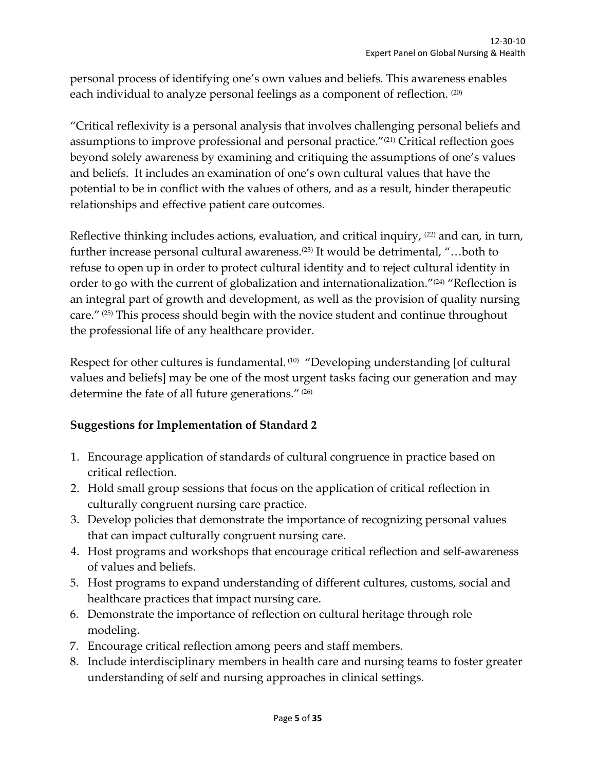personal process of identifying one's own values and beliefs. This awareness enables each individual to analyze personal feelings as a component of reflection. [20]

"Critical reflexivity is a personal analysis that involves challenging personal beliefs and assumptions to improve professional and personal practice."[21] Critical reflection goes beyond solely awareness by examining and critiquing the assumptions of one's values and beliefs. It includes an examination of one's own cultural values that have the potential to be in conflict with the values of others, and as a result, hinder therapeutic relationships and effective patient care outcomes.

Reflective thinking includes actions, evaluation, and critical inquiry, [22] and can, in turn, further increase personal cultural awareness.[23] It would be detrimental, "…both to refuse to open up in order to protect cultural identity and to reject cultural identity in order to go with the current of globalization and internationalization."[24] "Reflection is an integral part of growth and development, as well as the provision of quality nursing care." [25] This process should begin with the novice student and continue throughout the professional life of any healthcare provider.

Respect for other cultures is fundamental. [10] "Developing understanding [of cultural values and beliefs] may be one of the most urgent tasks facing our generation and may determine the fate of all future generations." [26]

**Suggestions for Implementation of Standard 2**

1. Encourage application of standards of cultural congruence in practice based on critical reflection.
2. Hold small group sessions that focus on the application of critical reflection in culturally congruent nursing care practice.
3. Develop policies that demonstrate the importance of recognizing personal values that can impact culturally congruent nursing care.
4. Host programs and workshops that encourage critical reflection and self-awareness of values and beliefs.
5. Host programs to expand understanding of different cultures, customs, social and healthcare practices that impact nursing care.
6. Demonstrate the importance of reflection on cultural heritage through role modeling.
7. Encourage critical reflection among peers and staff members.
8. Include interdisciplinary members in health care and nursing teams to foster greater understanding of self and nursing approaches in clinical settings.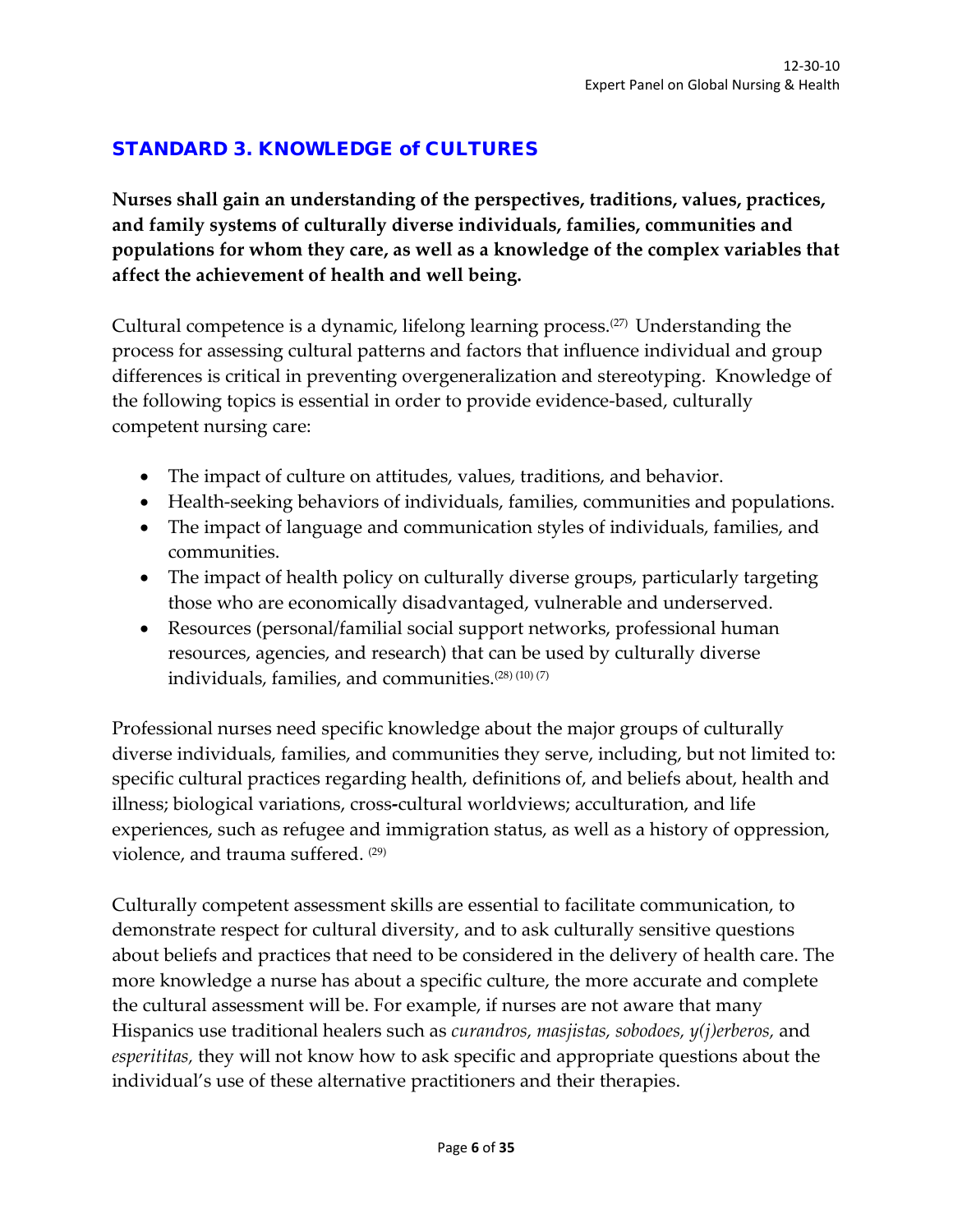## STANDARD 3. KNOWLEDGE of CULTURES

**Nurses shall gain an understanding of the perspectives, traditions, values, practices, and family systems of culturally diverse individuals, families, communities and populations for whom they care, as well as a knowledge of the complex variables that affect the achievement of health and well being.**

Cultural competence is a dynamic, lifelong learning process.[27] Understanding the process for assessing cultural patterns and factors that influence individual and group differences is critical in preventing overgeneralization and stereotyping. Knowledge of the following topics is essential in order to provide evidence-based, culturally competent nursing care:

- The impact of culture on attitudes, values, traditions, and behavior.
- Health-seeking behaviors of individuals, families, communities and populations.
- The impact of language and communication styles of individuals, families, and communities.
- The impact of health policy on culturally diverse groups, particularly targeting those who are economically disadvantaged, vulnerable and underserved.
- Resources (personal/familial social support networks, professional human resources, agencies, and research) that can be used by culturally diverse individuals, families, and communities.[28] [10] [7]

Professional nurses need specific knowledge about the major groups of culturally diverse individuals, families, and communities they serve, including, but not limited to: specific cultural practices regarding health, definitions of, and beliefs about, health and illness; biological variations, cross-cultural worldviews; acculturation, and life experiences, such as refugee and immigration status, as well as a history of oppression, violence, and trauma suffered. [29]

Culturally competent assessment skills are essential to facilitate communication, to demonstrate respect for cultural diversity, and to ask culturally sensitive questions about beliefs and practices that need to be considered in the delivery of health care. The more knowledge a nurse has about a specific culture, the more accurate and complete the cultural assessment will be. For example, if nurses are not aware that many Hispanics use traditional healers such as *curandros, masjistas, sobodoes, y(j)erberos,* and *esperititas,* they will not know how to ask specific and appropriate questions about the individual's use of these alternative practitioners and their therapies.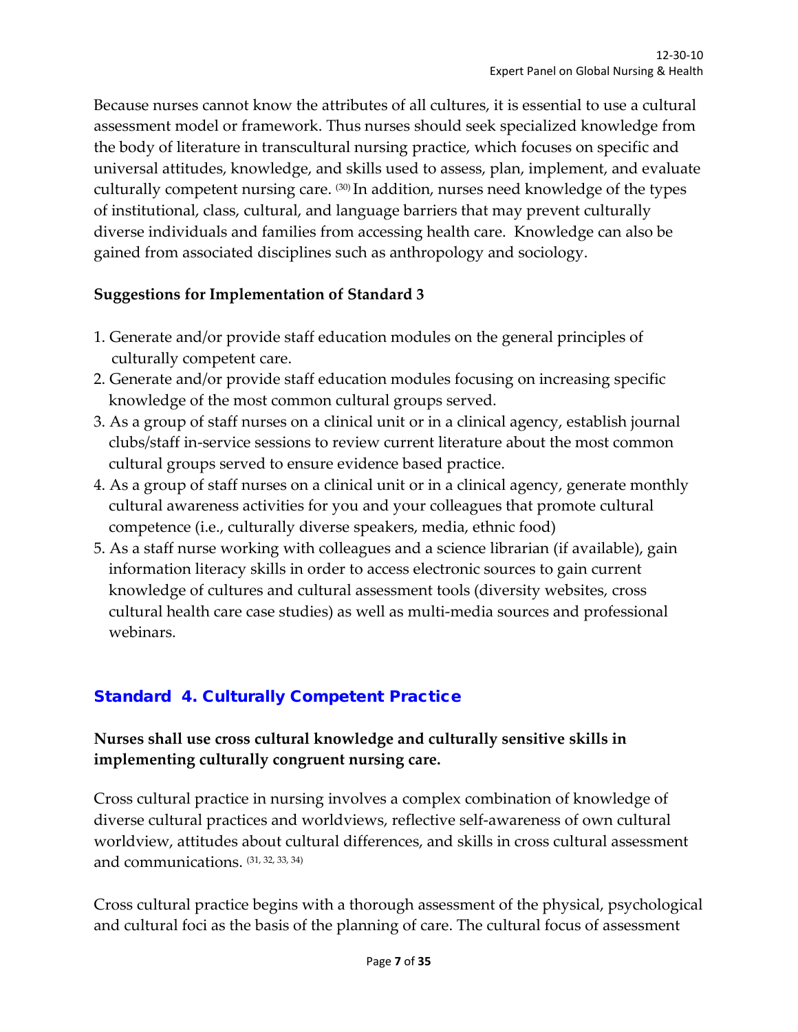Because nurses cannot know the attributes of all cultures, it is essential to use a cultural assessment model or framework. Thus nurses should seek specialized knowledge from the body of literature in transcultural nursing practice, which focuses on specific and universal attitudes, knowledge, and skills used to assess, plan, implement, and evaluate culturally competent nursing care. [30] In addition, nurses need knowledge of the types of institutional, class, cultural, and language barriers that may prevent culturally diverse individuals and families from accessing health care. Knowledge can also be gained from associated disciplines such as anthropology and sociology.

**Suggestions for Implementation of Standard 3**

1. Generate and/or provide staff education modules on the general principles of culturally competent care.
2. Generate and/or provide staff education modules focusing on increasing specific knowledge of the most common cultural groups served.
3. As a group of staff nurses on a clinical unit or in a clinical agency, establish journal clubs/staff in-service sessions to review current literature about the most common cultural groups served to ensure evidence based practice.
4. As a group of staff nurses on a clinical unit or in a clinical agency, generate monthly cultural awareness activities for you and your colleagues that promote cultural competence (i.e., culturally diverse speakers, media, ethnic food)
5. As a staff nurse working with colleagues and a science librarian (if available), gain information literacy skills in order to access electronic sources to gain current knowledge of cultures and cultural assessment tools (diversity websites, cross cultural health care case studies) as well as multi-media sources and professional webinars.

## Standard 4. Culturally Competent Practice

**Nurses shall use cross cultural knowledge and culturally sensitive skills in implementing culturally congruent nursing care.**

Cross cultural practice in nursing involves a complex combination of knowledge of diverse cultural practices and worldviews, reflective self-awareness of own cultural worldview, attitudes about cultural differences, and skills in cross cultural assessment and communications. [31, 32, 33, 34]

Cross cultural practice begins with a thorough assessment of the physical, psychological and cultural foci as the basis of the planning of care. The cultural focus of assessment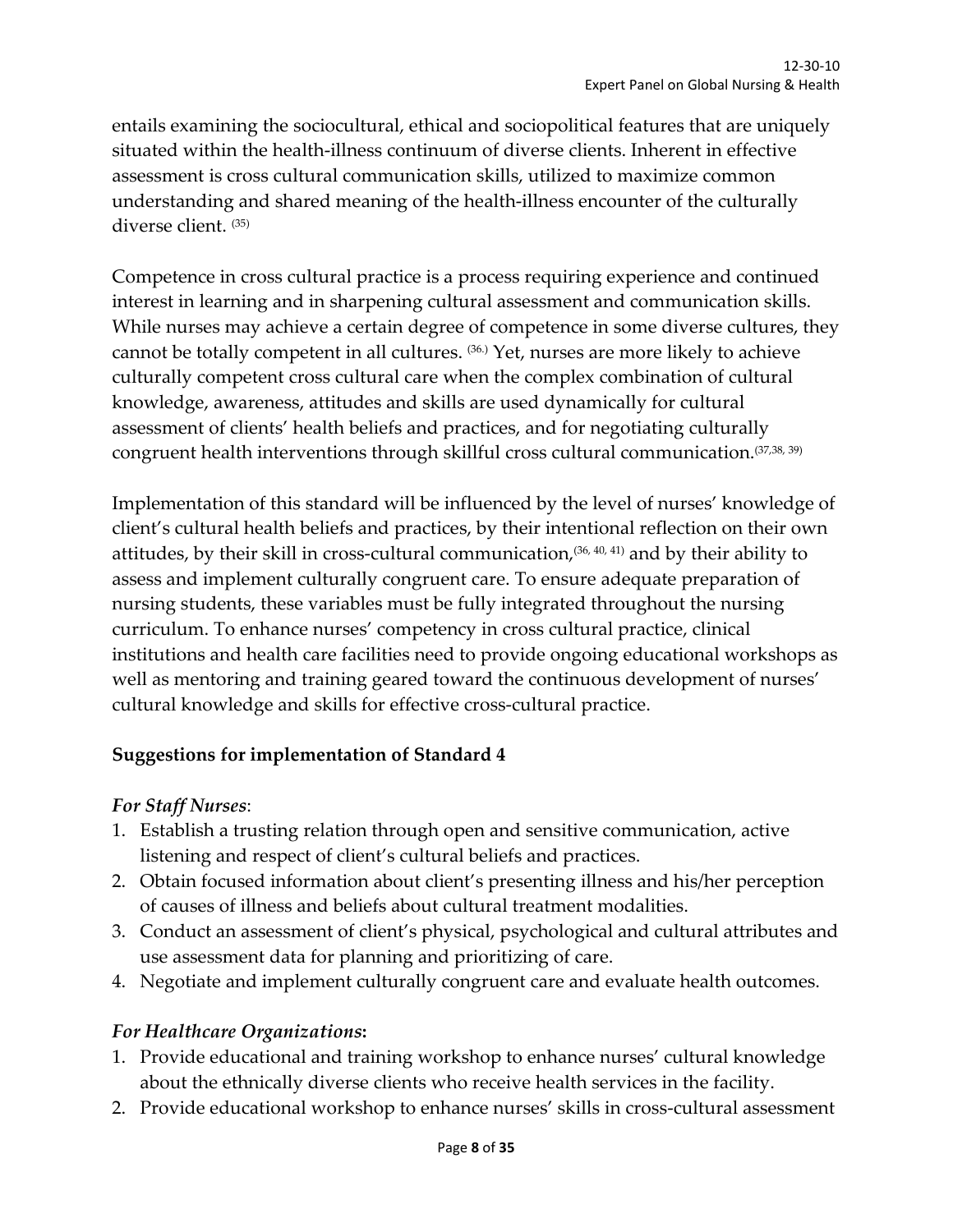entails examining the sociocultural, ethical and sociopolitical features that are uniquely situated within the health-illness continuum of diverse clients. Inherent in effective assessment is cross cultural communication skills, utilized to maximize common understanding and shared meaning of the health-illness encounter of the culturally diverse client. [35]

Competence in cross cultural practice is a process requiring experience and continued interest in learning and in sharpening cultural assessment and communication skills. While nurses may achieve a certain degree of competence in some diverse cultures, they cannot be totally competent in all cultures. [36.] Yet, nurses are more likely to achieve culturally competent cross cultural care when the complex combination of cultural knowledge, awareness, attitudes and skills are used dynamically for cultural assessment of clients' health beliefs and practices, and for negotiating culturally congruent health interventions through skillful cross cultural communication.[37,38, 39]

Implementation of this standard will be influenced by the level of nurses' knowledge of client's cultural health beliefs and practices, by their intentional reflection on their own attitudes, by their skill in cross-cultural communication,[36, 40, 41] and by their ability to assess and implement culturally congruent care. To ensure adequate preparation of nursing students, these variables must be fully integrated throughout the nursing curriculum. To enhance nurses' competency in cross cultural practice, clinical institutions and health care facilities need to provide ongoing educational workshops as well as mentoring and training geared toward the continuous development of nurses' cultural knowledge and skills for effective cross-cultural practice.

### Suggestions for implementation of Standard 4

***For Staff Nurses***:

1. Establish a trusting relation through open and sensitive communication, active listening and respect of client's cultural beliefs and practices.
2. Obtain focused information about client's presenting illness and his/her perception of causes of illness and beliefs about cultural treatment modalities.
3. Conduct an assessment of client's physical, psychological and cultural attributes and use assessment data for planning and prioritizing of care.
4. Negotiate and implement culturally congruent care and evaluate health outcomes.

***For Healthcare Organizations*:**

1. Provide educational and training workshop to enhance nurses' cultural knowledge about the ethnically diverse clients who receive health services in the facility.
2. Provide educational workshop to enhance nurses' skills in cross-cultural assessment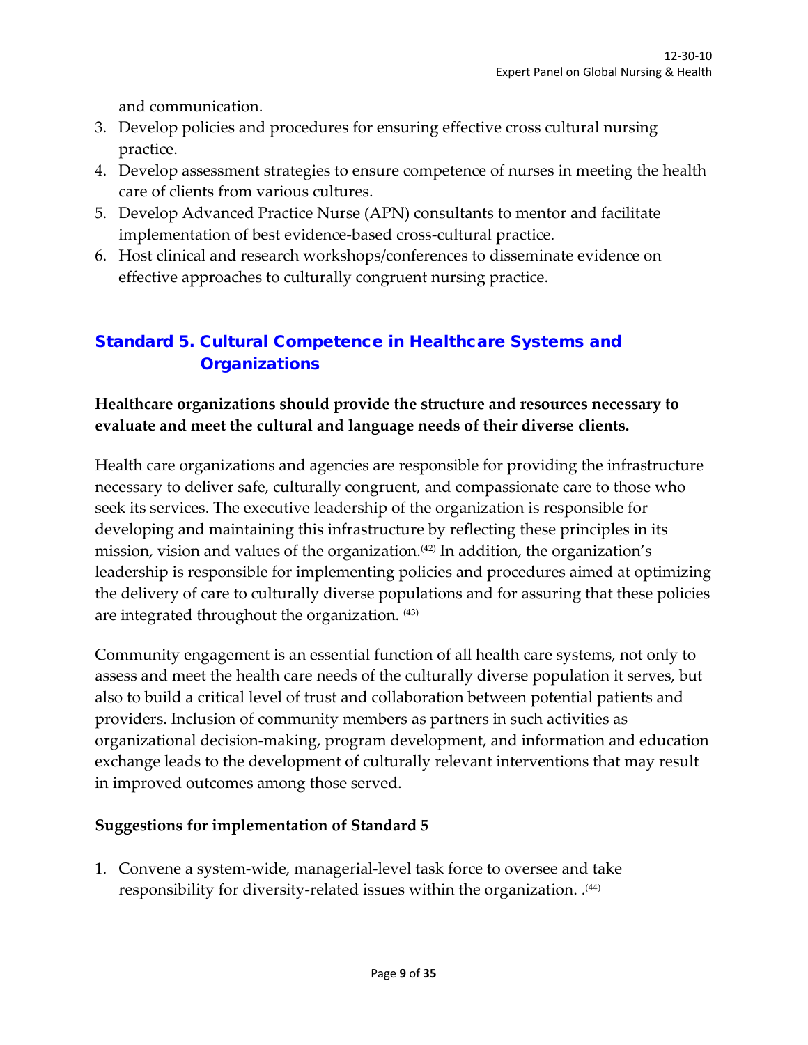and communication.

3. Develop policies and procedures for ensuring effective cross cultural nursing practice.
4. Develop assessment strategies to ensure competence of nurses in meeting the health care of clients from various cultures.
5. Develop Advanced Practice Nurse (APN) consultants to mentor and facilitate implementation of best evidence-based cross-cultural practice.
6. Host clinical and research workshops/conferences to disseminate evidence on effective approaches to culturally congruent nursing practice.

## Standard 5. Cultural Competence in Healthcare Systems and Organizations

**Healthcare organizations should provide the structure and resources necessary to evaluate and meet the cultural and language needs of their diverse clients.**

Health care organizations and agencies are responsible for providing the infrastructure necessary to deliver safe, culturally congruent, and compassionate care to those who seek its services. The executive leadership of the organization is responsible for developing and maintaining this infrastructure by reflecting these principles in its mission, vision and values of the organization.[42] In addition, the organization's leadership is responsible for implementing policies and procedures aimed at optimizing the delivery of care to culturally diverse populations and for assuring that these policies are integrated throughout the organization. [43]

Community engagement is an essential function of all health care systems, not only to assess and meet the health care needs of the culturally diverse population it serves, but also to build a critical level of trust and collaboration between potential patients and providers. Inclusion of community members as partners in such activities as organizational decision-making, program development, and information and education exchange leads to the development of culturally relevant interventions that may result in improved outcomes among those served.

**Suggestions for implementation of Standard 5**

1. Convene a system-wide, managerial-level task force to oversee and take responsibility for diversity-related issues within the organization. .[44]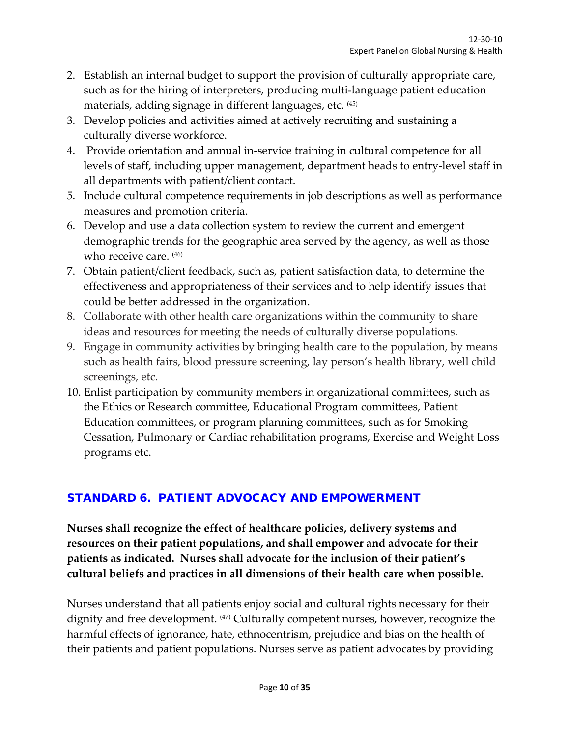2. Establish an internal budget to support the provision of culturally appropriate care, such as for the hiring of interpreters, producing multi-language patient education materials, adding signage in different languages, etc. [45]
3. Develop policies and activities aimed at actively recruiting and sustaining a culturally diverse workforce.
4. Provide orientation and annual in-service training in cultural competence for all levels of staff, including upper management, department heads to entry-level staff in all departments with patient/client contact.
5. Include cultural competence requirements in job descriptions as well as performance measures and promotion criteria.
6. Develop and use a data collection system to review the current and emergent demographic trends for the geographic area served by the agency, as well as those who receive care. [46]
7. Obtain patient/client feedback, such as, patient satisfaction data, to determine the effectiveness and appropriateness of their services and to help identify issues that could be better addressed in the organization.
8. Collaborate with other health care organizations within the community to share ideas and resources for meeting the needs of culturally diverse populations.
9. Engage in community activities by bringing health care to the population, by means such as health fairs, blood pressure screening, lay person's health library, well child screenings, etc.
10. Enlist participation by community members in organizational committees, such as the Ethics or Research committee, Educational Program committees, Patient Education committees, or program planning committees, such as for Smoking Cessation, Pulmonary or Cardiac rehabilitation programs, Exercise and Weight Loss programs etc.

## STANDARD 6. PATIENT ADVOCACY AND EMPOWERMENT

**Nurses shall recognize the effect of healthcare policies, delivery systems and resources on their patient populations, and shall empower and advocate for their patients as indicated. Nurses shall advocate for the inclusion of their patient's cultural beliefs and practices in all dimensions of their health care when possible.**

Nurses understand that all patients enjoy social and cultural rights necessary for their dignity and free development. [47] Culturally competent nurses, however, recognize the harmful effects of ignorance, hate, ethnocentrism, prejudice and bias on the health of their patients and patient populations. Nurses serve as patient advocates by providing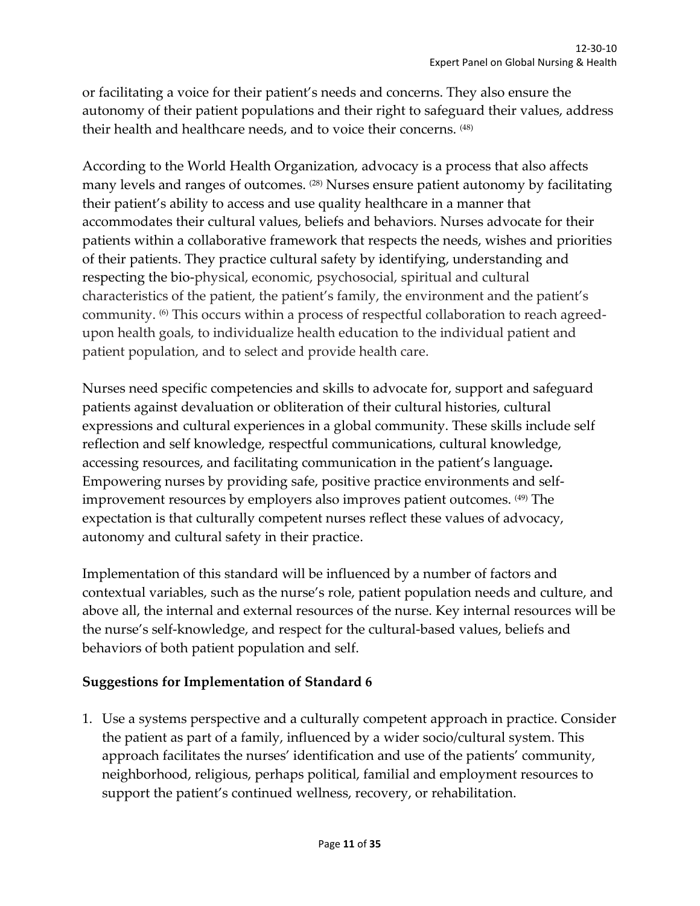or facilitating a voice for their patient's needs and concerns. They also ensure the autonomy of their patient populations and their right to safeguard their values, address their health and healthcare needs, and to voice their concerns. [48]

According to the World Health Organization, advocacy is a process that also affects many levels and ranges of outcomes. [28] Nurses ensure patient autonomy by facilitating their patient's ability to access and use quality healthcare in a manner that accommodates their cultural values, beliefs and behaviors. Nurses advocate for their patients within a collaborative framework that respects the needs, wishes and priorities of their patients. They practice cultural safety by identifying, understanding and respecting the bio-physical, economic, psychosocial, spiritual and cultural characteristics of the patient, the patient's family, the environment and the patient's community. [6] This occurs within a process of respectful collaboration to reach agreed-upon health goals, to individualize health education to the individual patient and patient population, and to select and provide health care.

Nurses need specific competencies and skills to advocate for, support and safeguard patients against devaluation or obliteration of their cultural histories, cultural expressions and cultural experiences in a global community. These skills include self reflection and self knowledge, respectful communications, cultural knowledge, accessing resources, and facilitating communication in the patient's language**.** Empowering nurses by providing safe, positive practice environments and self-improvement resources by employers also improves patient outcomes. [49] The expectation is that culturally competent nurses reflect these values of advocacy, autonomy and cultural safety in their practice.

Implementation of this standard will be influenced by a number of factors and contextual variables, such as the nurse's role, patient population needs and culture, and above all, the internal and external resources of the nurse. Key internal resources will be the nurse's self-knowledge, and respect for the cultural-based values, beliefs and behaviors of both patient population and self.

**Suggestions for Implementation of Standard 6**

1. Use a systems perspective and a culturally competent approach in practice. Consider the patient as part of a family, influenced by a wider socio/cultural system. This approach facilitates the nurses' identification and use of the patients' community, neighborhood, religious, perhaps political, familial and employment resources to support the patient's continued wellness, recovery, or rehabilitation.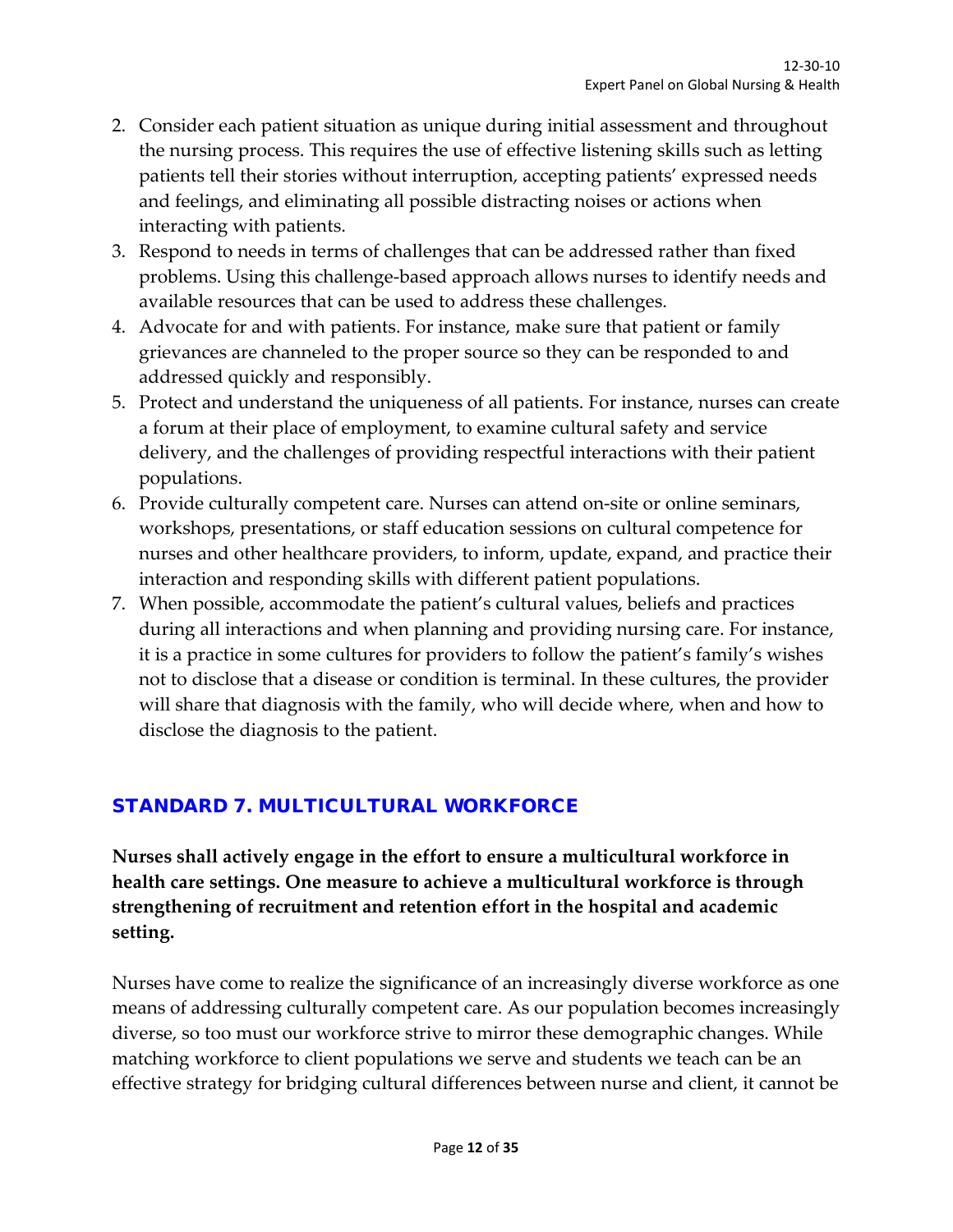2. Consider each patient situation as unique during initial assessment and throughout the nursing process. This requires the use of effective listening skills such as letting patients tell their stories without interruption, accepting patients' expressed needs and feelings, and eliminating all possible distracting noises or actions when interacting with patients.
3. Respond to needs in terms of challenges that can be addressed rather than fixed problems. Using this challenge-based approach allows nurses to identify needs and available resources that can be used to address these challenges.
4. Advocate for and with patients. For instance, make sure that patient or family grievances are channeled to the proper source so they can be responded to and addressed quickly and responsibly.
5. Protect and understand the uniqueness of all patients. For instance, nurses can create a forum at their place of employment, to examine cultural safety and service delivery, and the challenges of providing respectful interactions with their patient populations.
6. Provide culturally competent care. Nurses can attend on-site or online seminars, workshops, presentations, or staff education sessions on cultural competence for nurses and other healthcare providers, to inform, update, expand, and practice their interaction and responding skills with different patient populations.
7. When possible, accommodate the patient's cultural values, beliefs and practices during all interactions and when planning and providing nursing care. For instance, it is a practice in some cultures for providers to follow the patient's family's wishes not to disclose that a disease or condition is terminal. In these cultures, the provider will share that diagnosis with the family, who will decide where, when and how to disclose the diagnosis to the patient.

## STANDARD 7. MULTICULTURAL WORKFORCE

**Nurses shall actively engage in the effort to ensure a multicultural workforce in health care settings. One measure to achieve a multicultural workforce is through strengthening of recruitment and retention effort in the hospital and academic setting.**

Nurses have come to realize the significance of an increasingly diverse workforce as one means of addressing culturally competent care. As our population becomes increasingly diverse, so too must our workforce strive to mirror these demographic changes. While matching workforce to client populations we serve and students we teach can be an effective strategy for bridging cultural differences between nurse and client, it cannot be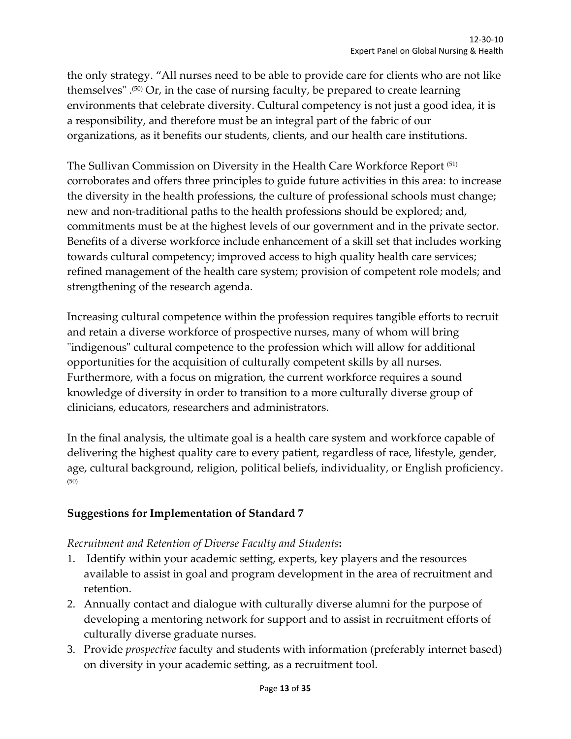the only strategy. "All nurses need to be able to provide care for clients who are not like themselves" .[50] Or, in the case of nursing faculty, be prepared to create learning environments that celebrate diversity. Cultural competency is not just a good idea, it is a responsibility, and therefore must be an integral part of the fabric of our organizations, as it benefits our students, clients, and our health care institutions.

The Sullivan Commission on Diversity in the Health Care Workforce Report [51] corroborates and offers three principles to guide future activities in this area: to increase the diversity in the health professions, the culture of professional schools must change; new and non-traditional paths to the health professions should be explored; and, commitments must be at the highest levels of our government and in the private sector. Benefits of a diverse workforce include enhancement of a skill set that includes working towards cultural competency; improved access to high quality health care services; refined management of the health care system; provision of competent role models; and strengthening of the research agenda.

Increasing cultural competence within the profession requires tangible efforts to recruit and retain a diverse workforce of prospective nurses, many of whom will bring "indigenous" cultural competence to the profession which will allow for additional opportunities for the acquisition of culturally competent skills by all nurses. Furthermore, with a focus on migration, the current workforce requires a sound knowledge of diversity in order to transition to a more culturally diverse group of clinicians, educators, researchers and administrators.

In the final analysis, the ultimate goal is a health care system and workforce capable of delivering the highest quality care to every patient, regardless of race, lifestyle, gender, age, cultural background, religion, political beliefs, individuality, or English proficiency. [50]

## Suggestions for Implementation of Standard 7

*Recruitment and Retention of Diverse Faculty and Students***:**

1. Identify within your academic setting, experts, key players and the resources available to assist in goal and program development in the area of recruitment and retention.
2. Annually contact and dialogue with culturally diverse alumni for the purpose of developing a mentoring network for support and to assist in recruitment efforts of culturally diverse graduate nurses.
3. Provide *prospective* faculty and students with information (preferably internet based) on diversity in your academic setting, as a recruitment tool.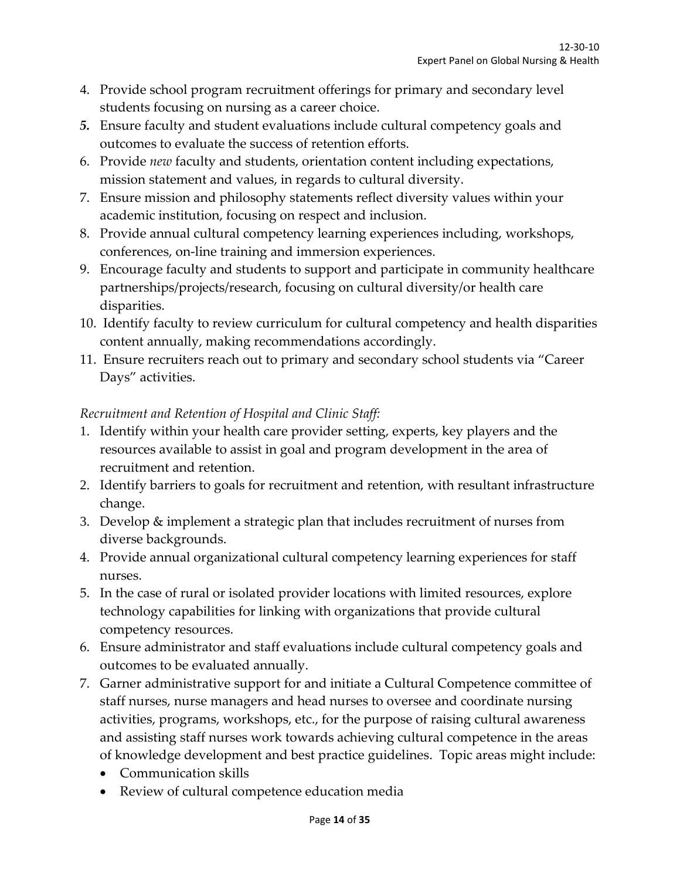4. Provide school program recruitment offerings for primary and secondary level students focusing on nursing as a career choice.
5. Ensure faculty and student evaluations include cultural competency goals and outcomes to evaluate the success of retention efforts.
6. Provide *new* faculty and students, orientation content including expectations, mission statement and values, in regards to cultural diversity.
7. Ensure mission and philosophy statements reflect diversity values within your academic institution, focusing on respect and inclusion.
8. Provide annual cultural competency learning experiences including, workshops, conferences, on-line training and immersion experiences.
9. Encourage faculty and students to support and participate in community healthcare partnerships/projects/research, focusing on cultural diversity/or health care disparities.
10. Identify faculty to review curriculum for cultural competency and health disparities content annually, making recommendations accordingly.
11. Ensure recruiters reach out to primary and secondary school students via "Career Days" activities.

*Recruitment and Retention of Hospital and Clinic Staff:*

1. Identify within your health care provider setting, experts, key players and the resources available to assist in goal and program development in the area of recruitment and retention.
2. Identify barriers to goals for recruitment and retention, with resultant infrastructure change.
3. Develop & implement a strategic plan that includes recruitment of nurses from diverse backgrounds.
4. Provide annual organizational cultural competency learning experiences for staff nurses.
5. In the case of rural or isolated provider locations with limited resources, explore technology capabilities for linking with organizations that provide cultural competency resources.
6. Ensure administrator and staff evaluations include cultural competency goals and outcomes to be evaluated annually.
7. Garner administrative support for and initiate a Cultural Competence committee of staff nurses, nurse managers and head nurses to oversee and coordinate nursing activities, programs, workshops, etc., for the purpose of raising cultural awareness and assisting staff nurses work towards achieving cultural competence in the areas of knowledge development and best practice guidelines. Topic areas might include:
   - Communication skills
   - Review of cultural competence education media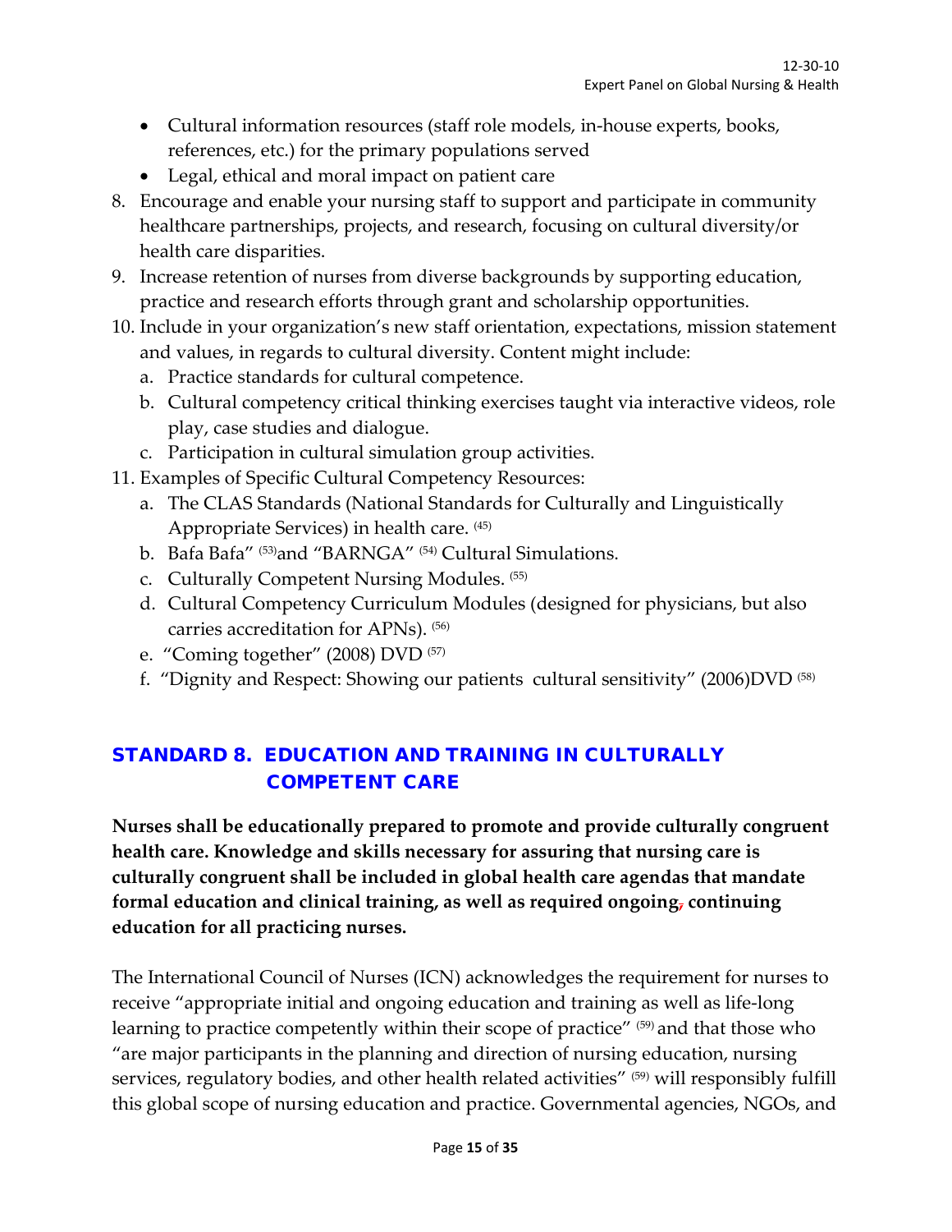- Cultural information resources (staff role models, in-house experts, books, references, etc.) for the primary populations served
- Legal, ethical and moral impact on patient care

8. Encourage and enable your nursing staff to support and participate in community healthcare partnerships, projects, and research, focusing on cultural diversity/or health care disparities.
9. Increase retention of nurses from diverse backgrounds by supporting education, practice and research efforts through grant and scholarship opportunities.
10. Include in your organization's new staff orientation, expectations, mission statement and values, in regards to cultural diversity. Content might include:
    a. Practice standards for cultural competence.
    b. Cultural competency critical thinking exercises taught via interactive videos, role play, case studies and dialogue.
    c. Participation in cultural simulation group activities.
11. Examples of Specific Cultural Competency Resources:
    a. The CLAS Standards (National Standards for Culturally and Linguistically Appropriate Services) in health care. (45)
    b. Bafa Bafa" (53)and "BARNGA" (54) Cultural Simulations.
    c. Culturally Competent Nursing Modules. (55)
    d. Cultural Competency Curriculum Modules (designed for physicians, but also carries accreditation for APNs). (56)
    e. "Coming together" (2008) DVD (57)
    f. "Dignity and Respect: Showing our patients cultural sensitivity" (2006)DVD (58)

## STANDARD 8. EDUCATION AND TRAINING IN CULTURALLY COMPETENT CARE

**Nurses shall be educationally prepared to promote and provide culturally congruent health care. Knowledge and skills necessary for assuring that nursing care is culturally congruent shall be included in global health care agendas that mandate formal education and clinical training, as well as required ongoing, continuing education for all practicing nurses.**

The International Council of Nurses (ICN) acknowledges the requirement for nurses to receive "appropriate initial and ongoing education and training as well as life-long learning to practice competently within their scope of practice" (59) and that those who "are major participants in the planning and direction of nursing education, nursing services, regulatory bodies, and other health related activities" (59) will responsibly fulfill this global scope of nursing education and practice. Governmental agencies, NGOs, and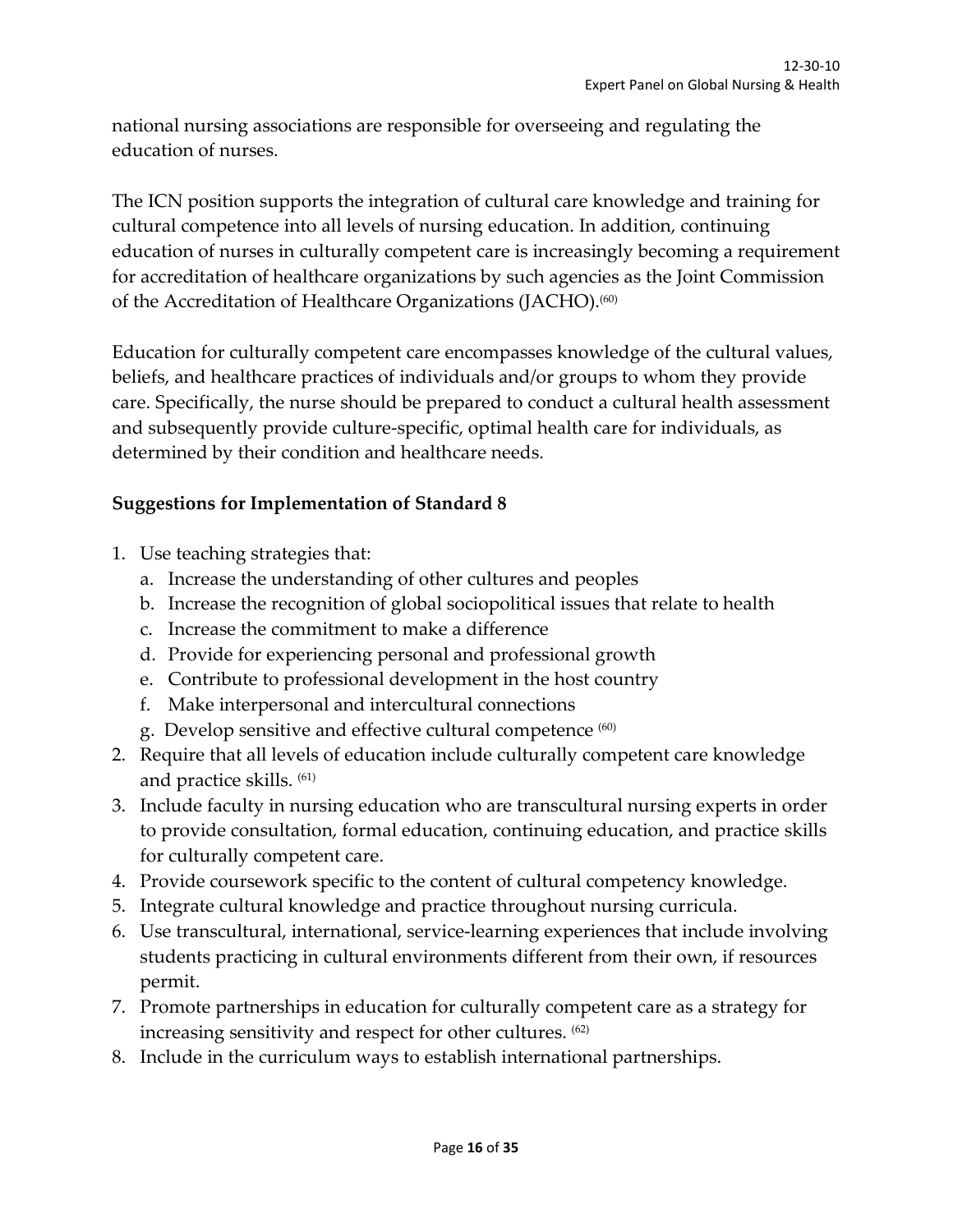national nursing associations are responsible for overseeing and regulating the education of nurses.

The ICN position supports the integration of cultural care knowledge and training for cultural competence into all levels of nursing education. In addition, continuing education of nurses in culturally competent care is increasingly becoming a requirement for accreditation of healthcare organizations by such agencies as the Joint Commission of the Accreditation of Healthcare Organizations (JACHO).[60]

Education for culturally competent care encompasses knowledge of the cultural values, beliefs, and healthcare practices of individuals and/or groups to whom they provide care. Specifically, the nurse should be prepared to conduct a cultural health assessment and subsequently provide culture-specific, optimal health care for individuals, as determined by their condition and healthcare needs.

**Suggestions for Implementation of Standard 8**

1. Use teaching strategies that:
   a. Increase the understanding of other cultures and peoples
   b. Increase the recognition of global sociopolitical issues that relate to health
   c. Increase the commitment to make a difference
   d. Provide for experiencing personal and professional growth
   e. Contribute to professional development in the host country
   f. Make interpersonal and intercultural connections
   g. Develop sensitive and effective cultural competence [60]
2. Require that all levels of education include culturally competent care knowledge and practice skills. [61]
3. Include faculty in nursing education who are transcultural nursing experts in order to provide consultation, formal education, continuing education, and practice skills for culturally competent care.
4. Provide coursework specific to the content of cultural competency knowledge.
5. Integrate cultural knowledge and practice throughout nursing curricula.
6. Use transcultural, international, service-learning experiences that include involving students practicing in cultural environments different from their own, if resources permit.
7. Promote partnerships in education for culturally competent care as a strategy for increasing sensitivity and respect for other cultures. [62]
8. Include in the curriculum ways to establish international partnerships.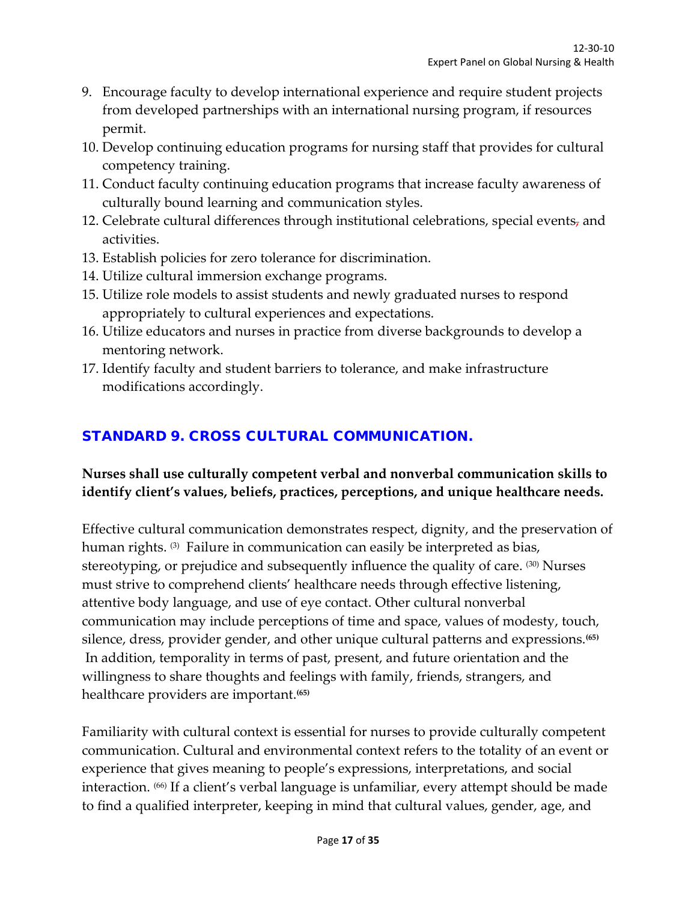9. Encourage faculty to develop international experience and require student projects from developed partnerships with an international nursing program, if resources permit.
10. Develop continuing education programs for nursing staff that provides for cultural competency training.
11. Conduct faculty continuing education programs that increase faculty awareness of culturally bound learning and communication styles.
12. Celebrate cultural differences through institutional celebrations, special events, and activities.
13. Establish policies for zero tolerance for discrimination.
14. Utilize cultural immersion exchange programs.
15. Utilize role models to assist students and newly graduated nurses to respond appropriately to cultural experiences and expectations.
16. Utilize educators and nurses in practice from diverse backgrounds to develop a mentoring network.
17. Identify faculty and student barriers to tolerance, and make infrastructure modifications accordingly.

## STANDARD 9. CROSS CULTURAL COMMUNICATION.

**Nurses shall use culturally competent verbal and nonverbal communication skills to identify client's values, beliefs, practices, perceptions, and unique healthcare needs.**

Effective cultural communication demonstrates respect, dignity, and the preservation of human rights. (3) Failure in communication can easily be interpreted as bias, stereotyping, or prejudice and subsequently influence the quality of care. (30) Nurses must strive to comprehend clients' healthcare needs through effective listening, attentive body language, and use of eye contact. Other cultural nonverbal communication may include perceptions of time and space, values of modesty, touch, silence, dress, provider gender, and other unique cultural patterns and expressions.(65) In addition, temporality in terms of past, present, and future orientation and the willingness to share thoughts and feelings with family, friends, strangers, and healthcare providers are important.(65)

Familiarity with cultural context is essential for nurses to provide culturally competent communication. Cultural and environmental context refers to the totality of an event or experience that gives meaning to people's expressions, interpretations, and social interaction. (66) If a client's verbal language is unfamiliar, every attempt should be made to find a qualified interpreter, keeping in mind that cultural values, gender, age, and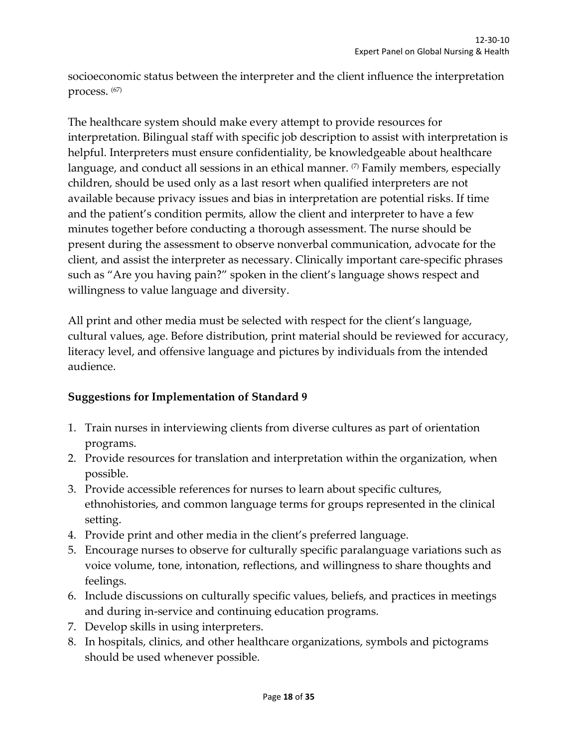socioeconomic status between the interpreter and the client influence the interpretation process. [67]

The healthcare system should make every attempt to provide resources for interpretation. Bilingual staff with specific job description to assist with interpretation is helpful. Interpreters must ensure confidentiality, be knowledgeable about healthcare language, and conduct all sessions in an ethical manner. [7] Family members, especially children, should be used only as a last resort when qualified interpreters are not available because privacy issues and bias in interpretation are potential risks. If time and the patient's condition permits, allow the client and interpreter to have a few minutes together before conducting a thorough assessment. The nurse should be present during the assessment to observe nonverbal communication, advocate for the client, and assist the interpreter as necessary. Clinically important care-specific phrases such as "Are you having pain?" spoken in the client's language shows respect and willingness to value language and diversity.

All print and other media must be selected with respect for the client's language, cultural values, age. Before distribution, print material should be reviewed for accuracy, literacy level, and offensive language and pictures by individuals from the intended audience.

**Suggestions for Implementation of Standard 9**

1. Train nurses in interviewing clients from diverse cultures as part of orientation programs.
2. Provide resources for translation and interpretation within the organization, when possible.
3. Provide accessible references for nurses to learn about specific cultures, ethnohistories, and common language terms for groups represented in the clinical setting.
4. Provide print and other media in the client's preferred language.
5. Encourage nurses to observe for culturally specific paralanguage variations such as voice volume, tone, intonation, reflections, and willingness to share thoughts and feelings.
6. Include discussions on culturally specific values, beliefs, and practices in meetings and during in-service and continuing education programs.
7. Develop skills in using interpreters.
8. In hospitals, clinics, and other healthcare organizations, symbols and pictograms should be used whenever possible.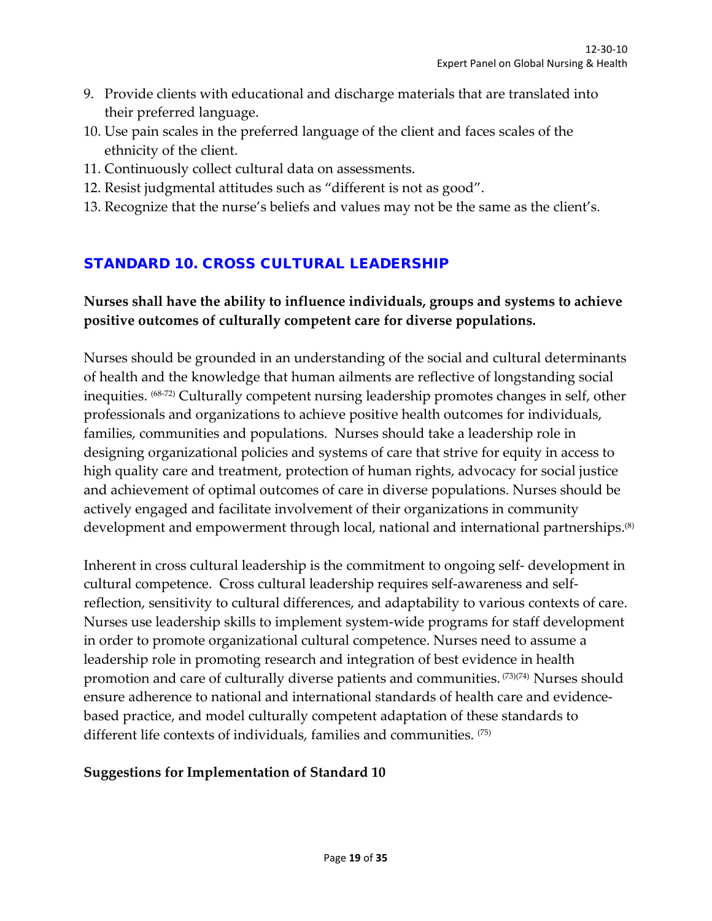9. Provide clients with educational and discharge materials that are translated into their preferred language.
10. Use pain scales in the preferred language of the client and faces scales of the ethnicity of the client.
11. Continuously collect cultural data on assessments.
12. Resist judgmental attitudes such as "different is not as good".
13. Recognize that the nurse's beliefs and values may not be the same as the client's.

## STANDARD 10. CROSS CULTURAL LEADERSHIP

**Nurses shall have the ability to influence individuals, groups and systems to achieve positive outcomes of culturally competent care for diverse populations.**

Nurses should be grounded in an understanding of the social and cultural determinants of health and the knowledge that human ailments are reflective of longstanding social inequities. [68-72] Culturally competent nursing leadership promotes changes in self, other professionals and organizations to achieve positive health outcomes for individuals, families, communities and populations. Nurses should take a leadership role in designing organizational policies and systems of care that strive for equity in access to high quality care and treatment, protection of human rights, advocacy for social justice and achievement of optimal outcomes of care in diverse populations. Nurses should be actively engaged and facilitate involvement of their organizations in community development and empowerment through local, national and international partnerships.[8]

Inherent in cross cultural leadership is the commitment to ongoing self- development in cultural competence. Cross cultural leadership requires self-awareness and self-reflection, sensitivity to cultural differences, and adaptability to various contexts of care. Nurses use leadership skills to implement system-wide programs for staff development in order to promote organizational cultural competence. Nurses need to assume a leadership role in promoting research and integration of best evidence in health promotion and care of culturally diverse patients and communities. [73][74] Nurses should ensure adherence to national and international standards of health care and evidence-based practice, and model culturally competent adaptation of these standards to different life contexts of individuals, families and communities. [75]

**Suggestions for Implementation of Standard 10**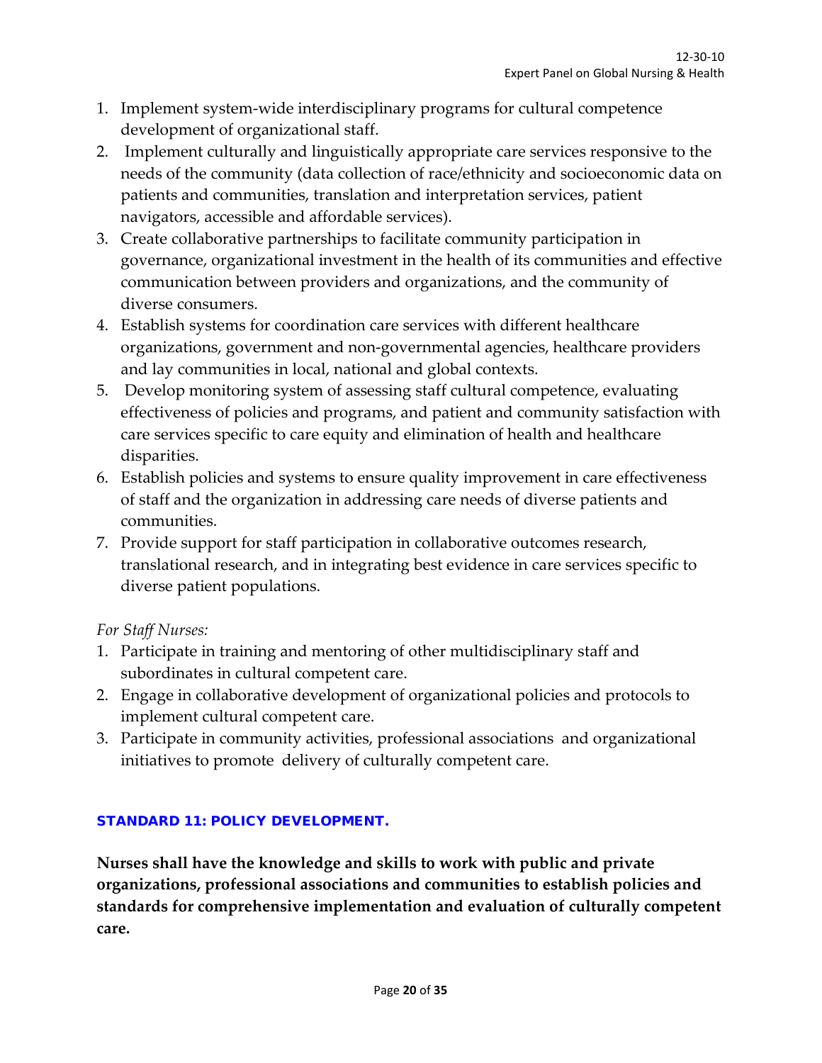1. Implement system-wide interdisciplinary programs for cultural competence development of organizational staff.
2. Implement culturally and linguistically appropriate care services responsive to the needs of the community (data collection of race/ethnicity and socioeconomic data on patients and communities, translation and interpretation services, patient navigators, accessible and affordable services).
3. Create collaborative partnerships to facilitate community participation in governance, organizational investment in the health of its communities and effective communication between providers and organizations, and the community of diverse consumers.
4. Establish systems for coordination care services with different healthcare organizations, government and non-governmental agencies, healthcare providers and lay communities in local, national and global contexts.
5. Develop monitoring system of assessing staff cultural competence, evaluating effectiveness of policies and programs, and patient and community satisfaction with care services specific to care equity and elimination of health and healthcare disparities.
6. Establish policies and systems to ensure quality improvement in care effectiveness of staff and the organization in addressing care needs of diverse patients and communities.
7. Provide support for staff participation in collaborative outcomes research, translational research, and in integrating best evidence in care services specific to diverse patient populations.

*For Staff Nurses:*

1. Participate in training and mentoring of other multidisciplinary staff and subordinates in cultural competent care.
2. Engage in collaborative development of organizational policies and protocols to implement cultural competent care.
3. Participate in community activities, professional associations and organizational initiatives to promote delivery of culturally competent care.

## STANDARD 11: POLICY DEVELOPMENT.

**Nurses shall have the knowledge and skills to work with public and private organizations, professional associations and communities to establish policies and standards for comprehensive implementation and evaluation of culturally competent care.**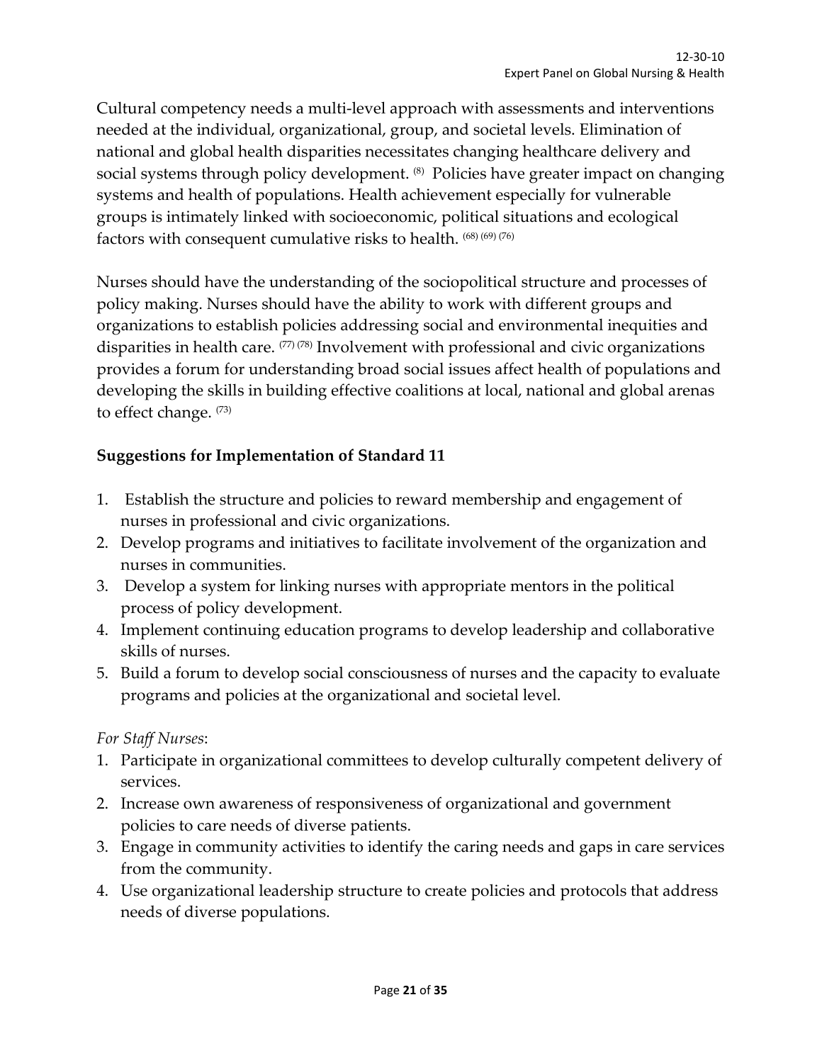Cultural competency needs a multi-level approach with assessments and interventions needed at the individual, organizational, group, and societal levels. Elimination of national and global health disparities necessitates changing healthcare delivery and social systems through policy development. [8] Policies have greater impact on changing systems and health of populations. Health achievement especially for vulnerable groups is intimately linked with socioeconomic, political situations and ecological factors with consequent cumulative risks to health. [68] [69] [76]

Nurses should have the understanding of the sociopolitical structure and processes of policy making. Nurses should have the ability to work with different groups and organizations to establish policies addressing social and environmental inequities and disparities in health care. [77] [78] Involvement with professional and civic organizations provides a forum for understanding broad social issues affect health of populations and developing the skills in building effective coalitions at local, national and global arenas to effect change. [73]

**Suggestions for Implementation of Standard 11**

1. Establish the structure and policies to reward membership and engagement of nurses in professional and civic organizations.
2. Develop programs and initiatives to facilitate involvement of the organization and nurses in communities.
3. Develop a system for linking nurses with appropriate mentors in the political process of policy development.
4. Implement continuing education programs to develop leadership and collaborative skills of nurses.
5. Build a forum to develop social consciousness of nurses and the capacity to evaluate programs and policies at the organizational and societal level.

*For Staff Nurses*:

1. Participate in organizational committees to develop culturally competent delivery of services.
2. Increase own awareness of responsiveness of organizational and government policies to care needs of diverse patients.
3. Engage in community activities to identify the caring needs and gaps in care services from the community.
4. Use organizational leadership structure to create policies and protocols that address needs of diverse populations.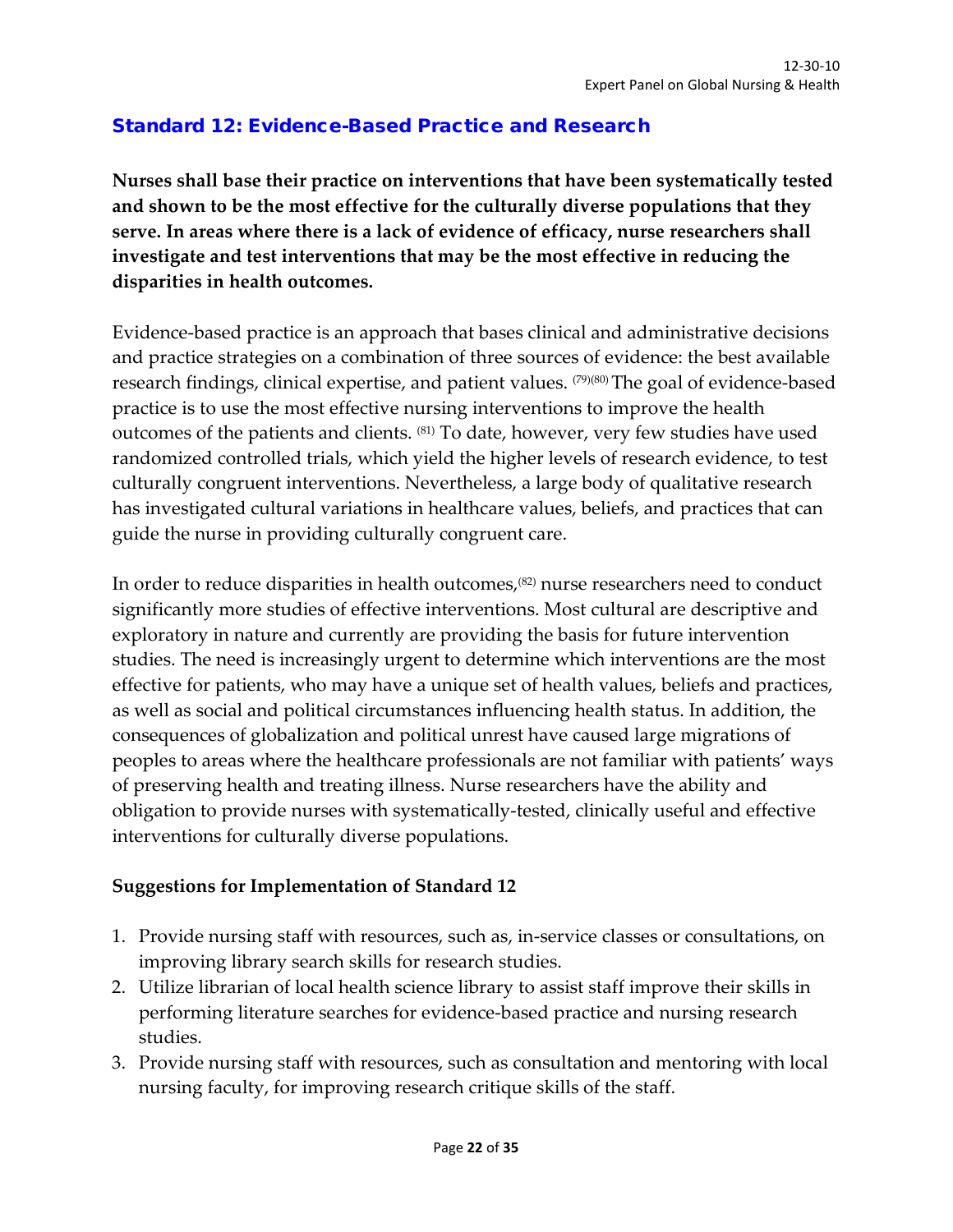## Standard 12: Evidence-Based Practice and Research

**Nurses shall base their practice on interventions that have been systematically tested and shown to be the most effective for the culturally diverse populations that they serve. In areas where there is a lack of evidence of efficacy, nurse researchers shall investigate and test interventions that may be the most effective in reducing the disparities in health outcomes.**

Evidence-based practice is an approach that bases clinical and administrative decisions and practice strategies on a combination of three sources of evidence: the best available research findings, clinical expertise, and patient values. (79)(80) The goal of evidence-based practice is to use the most effective nursing interventions to improve the health outcomes of the patients and clients. (81) To date, however, very few studies have used randomized controlled trials, which yield the higher levels of research evidence, to test culturally congruent interventions. Nevertheless, a large body of qualitative research has investigated cultural variations in healthcare values, beliefs, and practices that can guide the nurse in providing culturally congruent care.

In order to reduce disparities in health outcomes,(82) nurse researchers need to conduct significantly more studies of effective interventions. Most cultural are descriptive and exploratory in nature and currently are providing the basis for future intervention studies. The need is increasingly urgent to determine which interventions are the most effective for patients, who may have a unique set of health values, beliefs and practices, as well as social and political circumstances influencing health status. In addition, the consequences of globalization and political unrest have caused large migrations of peoples to areas where the healthcare professionals are not familiar with patients' ways of preserving health and treating illness. Nurse researchers have the ability and obligation to provide nurses with systematically-tested, clinically useful and effective interventions for culturally diverse populations.

### Suggestions for Implementation of Standard 12

1. Provide nursing staff with resources, such as, in-service classes or consultations, on improving library search skills for research studies.
2. Utilize librarian of local health science library to assist staff improve their skills in performing literature searches for evidence-based practice and nursing research studies.
3. Provide nursing staff with resources, such as consultation and mentoring with local nursing faculty, for improving research critique skills of the staff.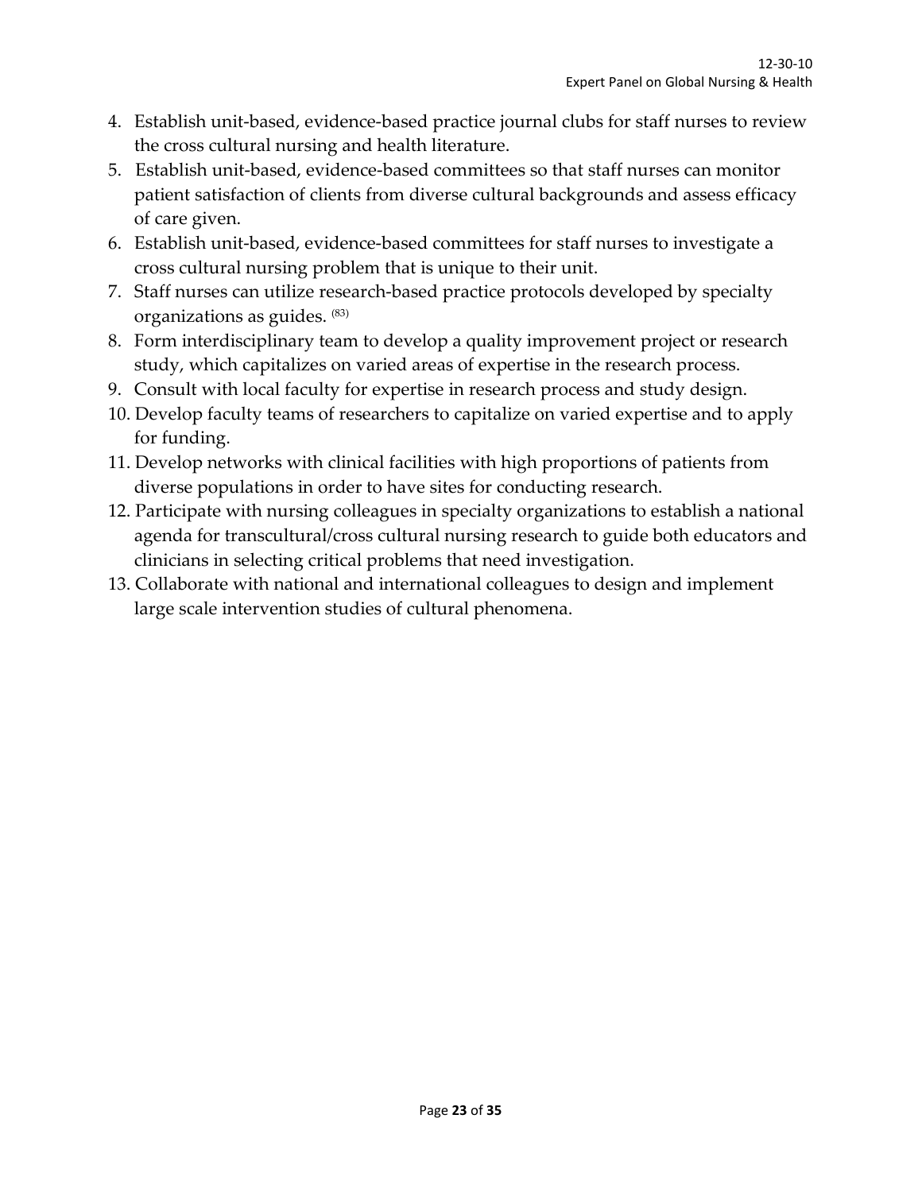4. Establish unit-based, evidence-based practice journal clubs for staff nurses to review the cross cultural nursing and health literature.
5. Establish unit-based, evidence-based committees so that staff nurses can monitor patient satisfaction of clients from diverse cultural backgrounds and assess efficacy of care given.
6. Establish unit-based, evidence-based committees for staff nurses to investigate a cross cultural nursing problem that is unique to their unit.
7. Staff nurses can utilize research-based practice protocols developed by specialty organizations as guides. [83]
8. Form interdisciplinary team to develop a quality improvement project or research study, which capitalizes on varied areas of expertise in the research process.
9. Consult with local faculty for expertise in research process and study design.
10. Develop faculty teams of researchers to capitalize on varied expertise and to apply for funding.
11. Develop networks with clinical facilities with high proportions of patients from diverse populations in order to have sites for conducting research.
12. Participate with nursing colleagues in specialty organizations to establish a national agenda for transcultural/cross cultural nursing research to guide both educators and clinicians in selecting critical problems that need investigation.
13. Collaborate with national and international colleagues to design and implement large scale intervention studies of cultural phenomena.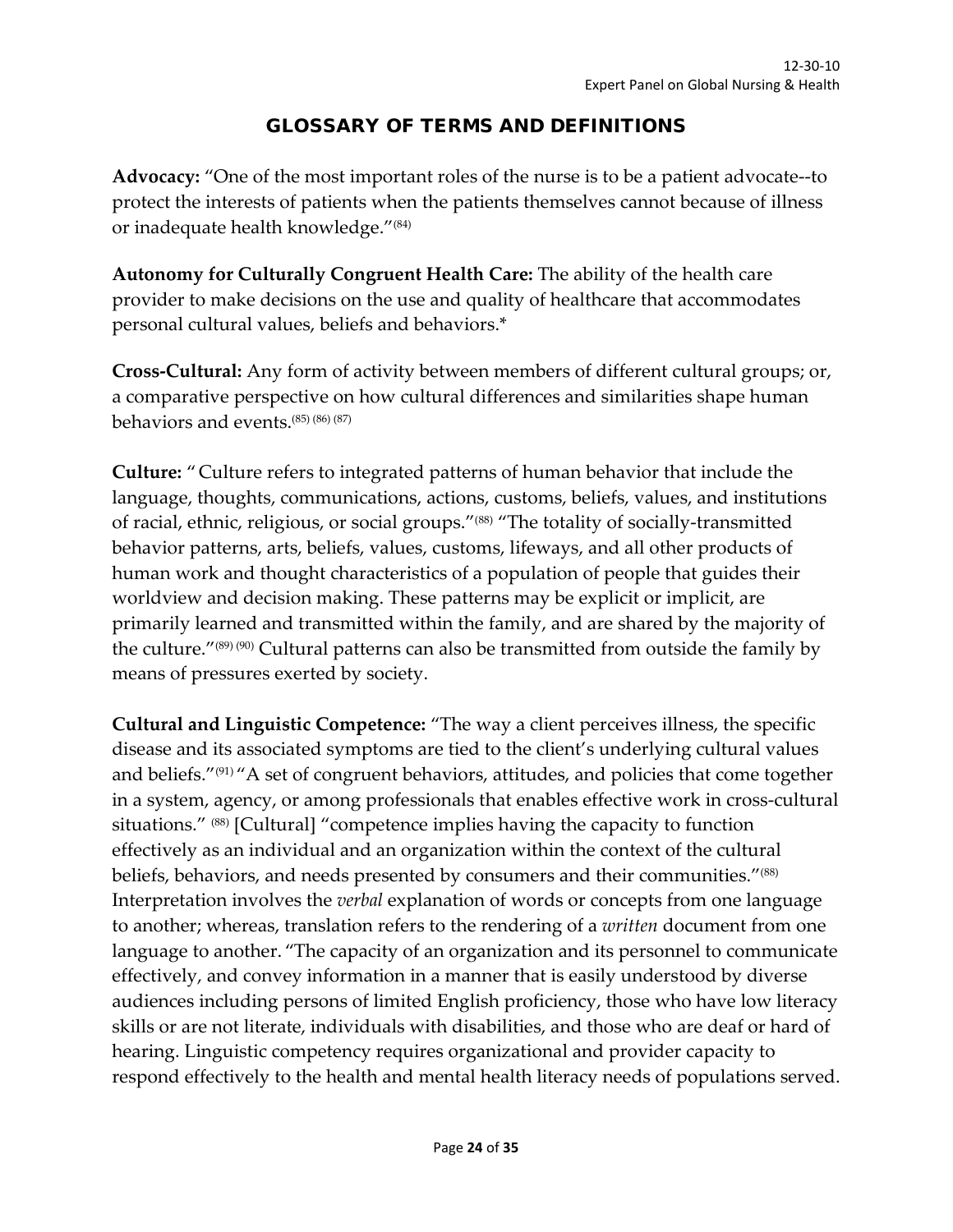# GLOSSARY OF TERMS AND DEFINITIONS

**Advocacy:** "One of the most important roles of the nurse is to be a patient advocate--to protect the interests of patients when the patients themselves cannot because of illness or inadequate health knowledge."[84]

**Autonomy for Culturally Congruent Health Care:** The ability of the health care provider to make decisions on the use and quality of healthcare that accommodates personal cultural values, beliefs and behaviors.*

**Cross-Cultural:** Any form of activity between members of different cultural groups; or, a comparative perspective on how cultural differences and similarities shape human behaviors and events.[85] [86] [87]

**Culture:** " Culture refers to integrated patterns of human behavior that include the language, thoughts, communications, actions, customs, beliefs, values, and institutions of racial, ethnic, religious, or social groups."[88] "The totality of socially-transmitted behavior patterns, arts, beliefs, values, customs, lifeways, and all other products of human work and thought characteristics of a population of people that guides their worldview and decision making. These patterns may be explicit or implicit, are primarily learned and transmitted within the family, and are shared by the majority of the culture."[89] [90] Cultural patterns can also be transmitted from outside the family by means of pressures exerted by society.

**Cultural and Linguistic Competence:** "The way a client perceives illness, the specific disease and its associated symptoms are tied to the client's underlying cultural values and beliefs."[91] "A set of congruent behaviors, attitudes, and policies that come together in a system, agency, or among professionals that enables effective work in cross-cultural situations." [88] [Cultural] "competence implies having the capacity to function effectively as an individual and an organization within the context of the cultural beliefs, behaviors, and needs presented by consumers and their communities."[88] Interpretation involves the *verbal* explanation of words or concepts from one language to another; whereas, translation refers to the rendering of a *written* document from one language to another. "The capacity of an organization and its personnel to communicate effectively, and convey information in a manner that is easily understood by diverse audiences including persons of limited English proficiency, those who have low literacy skills or are not literate, individuals with disabilities, and those who are deaf or hard of hearing. Linguistic competency requires organizational and provider capacity to respond effectively to the health and mental health literacy needs of populations served.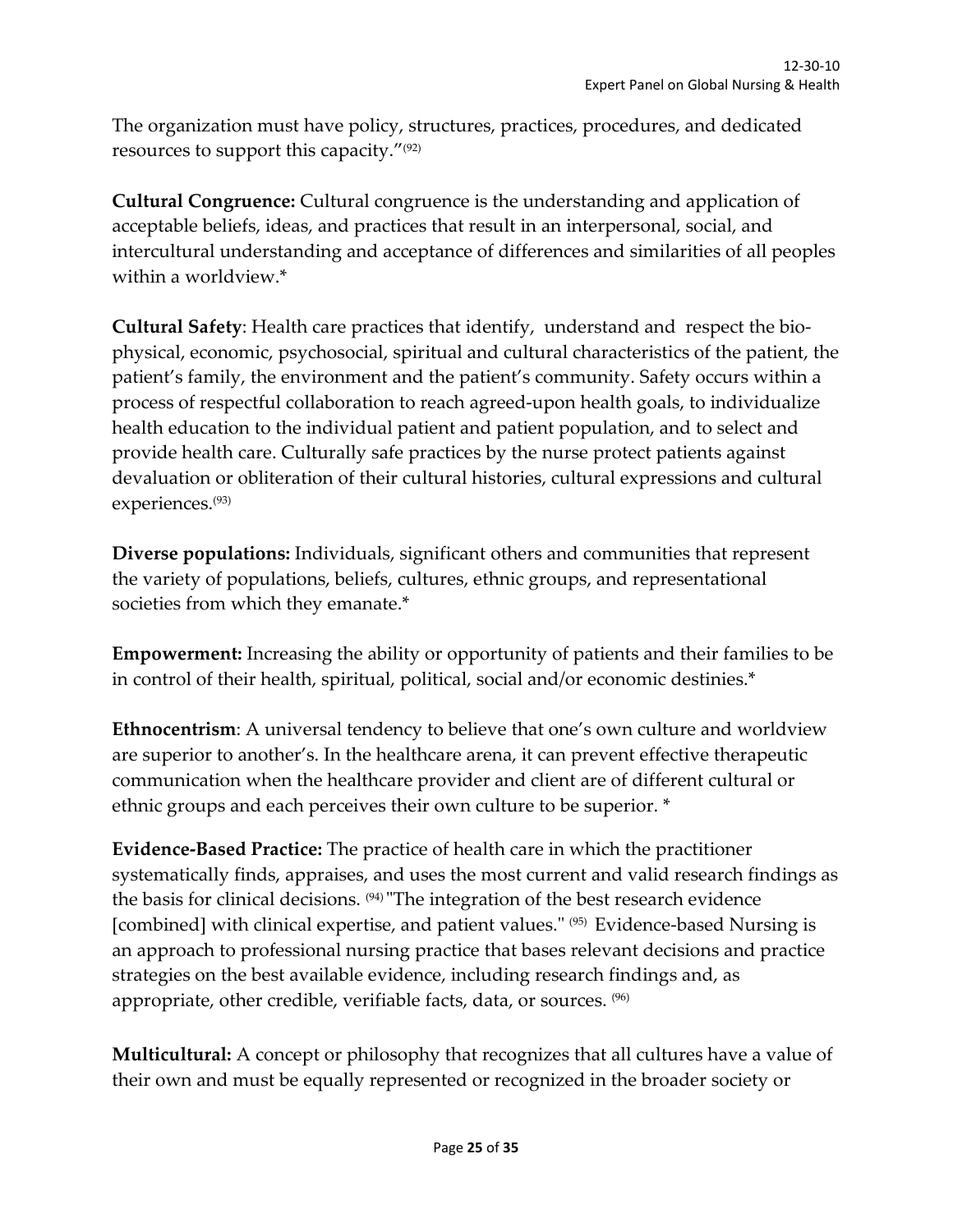The organization must have policy, structures, practices, procedures, and dedicated resources to support this capacity."[92]

**Cultural Congruence:** Cultural congruence is the understanding and application of acceptable beliefs, ideas, and practices that result in an interpersonal, social, and intercultural understanding and acceptance of differences and similarities of all peoples within a worldview.*

**Cultural Safety**: Health care practices that identify, understand and respect the bio-physical, economic, psychosocial, spiritual and cultural characteristics of the patient, the patient's family, the environment and the patient's community. Safety occurs within a process of respectful collaboration to reach agreed-upon health goals, to individualize health education to the individual patient and patient population, and to select and provide health care. Culturally safe practices by the nurse protect patients against devaluation or obliteration of their cultural histories, cultural expressions and cultural experiences.[93]

**Diverse populations:** Individuals, significant others and communities that represent the variety of populations, beliefs, cultures, ethnic groups, and representational societies from which they emanate.*

**Empowerment:** Increasing the ability or opportunity of patients and their families to be in control of their health, spiritual, political, social and/or economic destinies.*

**Ethnocentrism**: A universal tendency to believe that one's own culture and worldview are superior to another's. In the healthcare arena, it can prevent effective therapeutic communication when the healthcare provider and client are of different cultural or ethnic groups and each perceives their own culture to be superior. *

**Evidence-Based Practice:** The practice of health care in which the practitioner systematically finds, appraises, and uses the most current and valid research findings as the basis for clinical decisions. [94] "The integration of the best research evidence [combined] with clinical expertise, and patient values." [95] Evidence-based Nursing is an approach to professional nursing practice that bases relevant decisions and practice strategies on the best available evidence, including research findings and, as appropriate, other credible, verifiable facts, data, or sources. [96]

**Multicultural:** A concept or philosophy that recognizes that all cultures have a value of their own and must be equally represented or recognized in the broader society or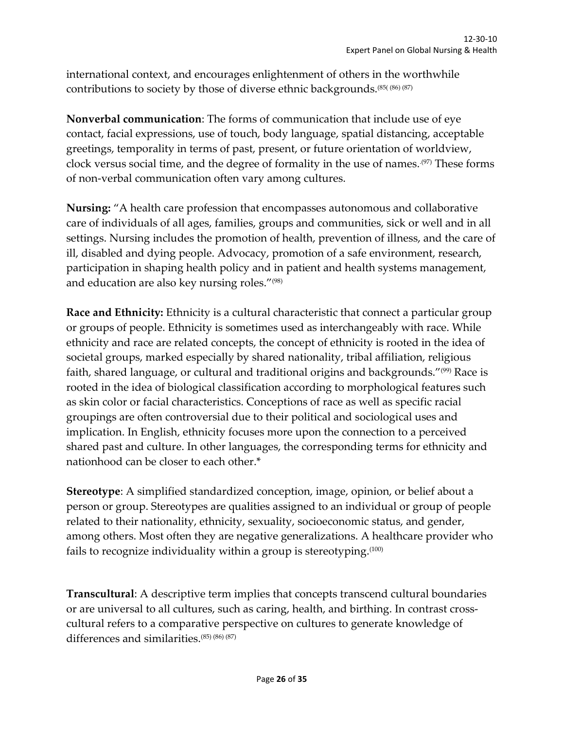international context, and encourages enlightenment of others in the worthwhile contributions to society by those of diverse ethnic backgrounds.[85][86][87]

**Nonverbal communication**: The forms of communication that include use of eye contact, facial expressions, use of touch, body language, spatial distancing, acceptable greetings, temporality in terms of past, present, or future orientation of worldview, clock versus social time, and the degree of formality in the use of names.[97] These forms of non-verbal communication often vary among cultures.

**Nursing:** "A health care profession that encompasses autonomous and collaborative care of individuals of all ages, families, groups and communities, sick or well and in all settings. Nursing includes the promotion of health, prevention of illness, and the care of ill, disabled and dying people. Advocacy, promotion of a safe environment, research, participation in shaping health policy and in patient and health systems management, and education are also key nursing roles."[98]

**Race and Ethnicity:** Ethnicity is a cultural characteristic that connect a particular group or groups of people. Ethnicity is sometimes used as interchangeably with race. While ethnicity and race are related concepts, the concept of ethnicity is rooted in the idea of societal groups, marked especially by shared nationality, tribal affiliation, religious faith, shared language, or cultural and traditional origins and backgrounds."[99] Race is rooted in the idea of biological classification according to morphological features such as skin color or facial characteristics. Conceptions of race as well as specific racial groupings are often controversial due to their political and sociological uses and implication. In English, ethnicity focuses more upon the connection to a perceived shared past and culture. In other languages, the corresponding terms for ethnicity and nationhood can be closer to each other.*

**Stereotype**: A simplified standardized conception, image, opinion, or belief about a person or group. Stereotypes are qualities assigned to an individual or group of people related to their nationality, ethnicity, sexuality, socioeconomic status, and gender, among others. Most often they are negative generalizations. A healthcare provider who fails to recognize individuality within a group is stereotyping.[100]

**Transcultural**: A descriptive term implies that concepts transcend cultural boundaries or are universal to all cultures, such as caring, health, and birthing. In contrast cross-cultural refers to a comparative perspective on cultures to generate knowledge of differences and similarities.[85][86][87]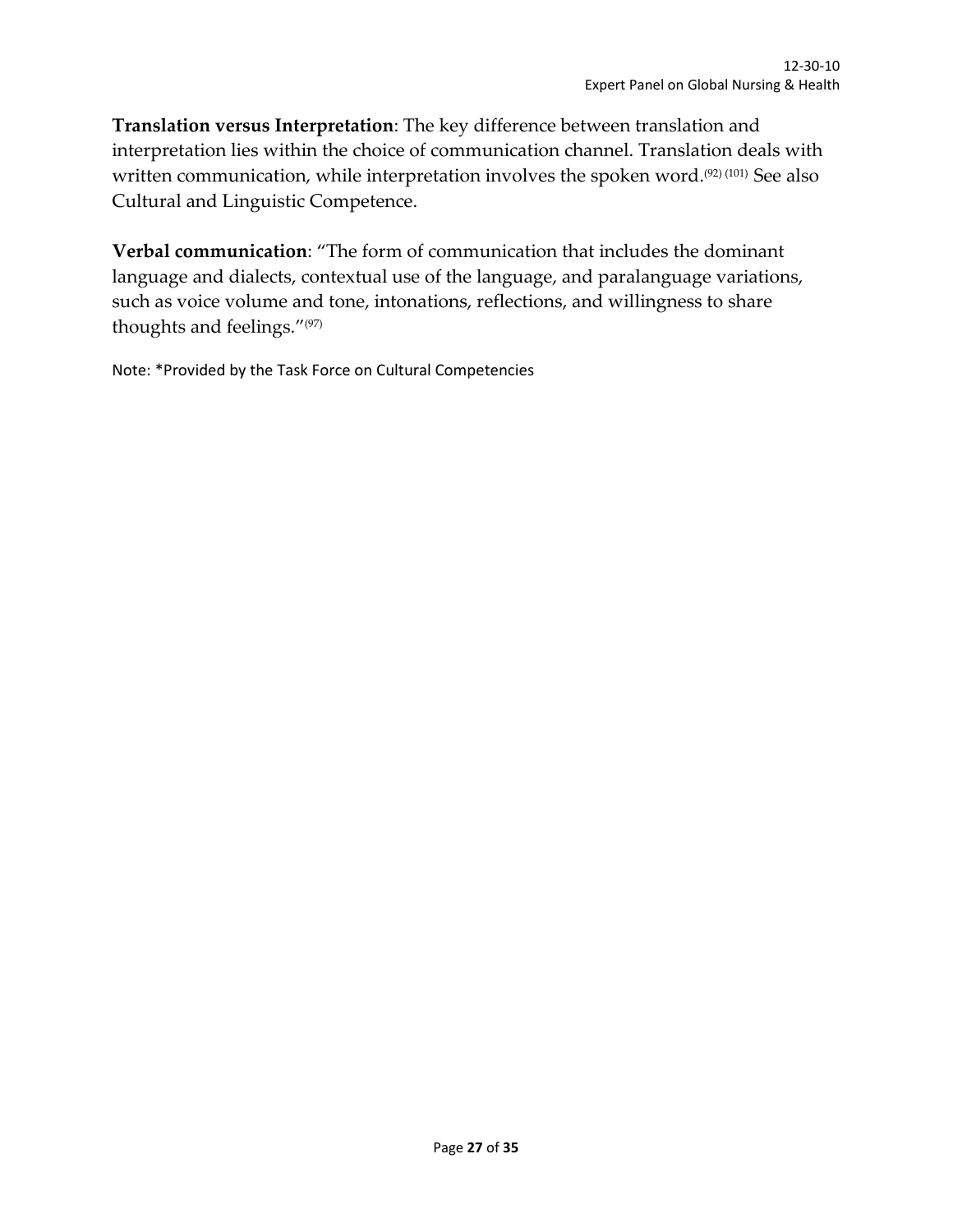**Translation versus Interpretation**: The key difference between translation and interpretation lies within the choice of communication channel. Translation deals with written communication, while interpretation involves the spoken word.[92] [101] See also Cultural and Linguistic Competence.

**Verbal communication**: "The form of communication that includes the dominant language and dialects, contextual use of the language, and paralanguage variations, such as voice volume and tone, intonations, reflections, and willingness to share thoughts and feelings."[97]

Note: *Provided by the Task Force on Cultural Competencies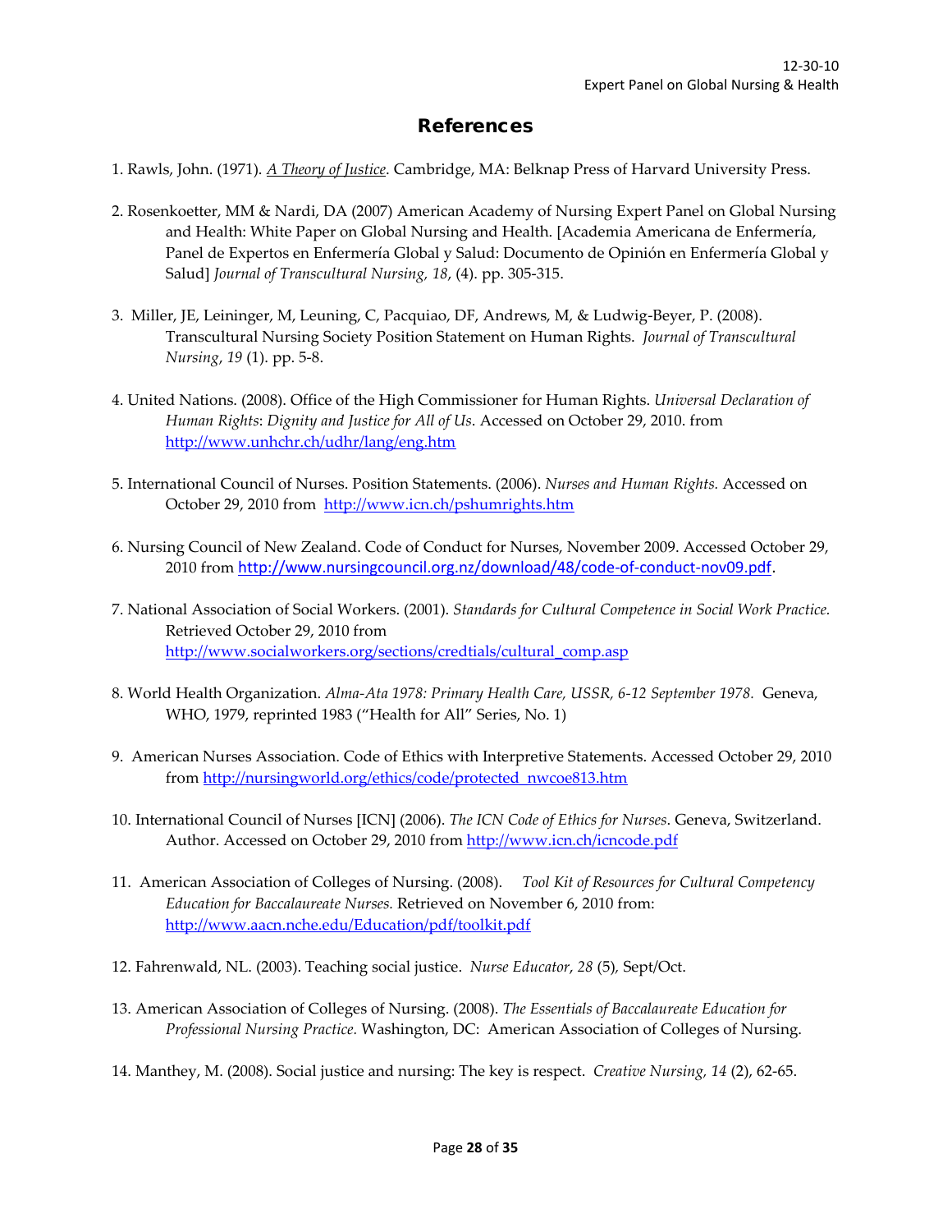# References

1. Rawls, John. (1971). *A Theory of Justice*. Cambridge, MA: Belknap Press of Harvard University Press.

2. Rosenkoetter, MM & Nardi, DA (2007) American Academy of Nursing Expert Panel on Global Nursing and Health: White Paper on Global Nursing and Health. [Academia Americana de Enfermería, Panel de Expertos en Enfermería Global y Salud: Documento de Opinión en Enfermería Global y Salud] *Journal of Transcultural Nursing, 18*, (4). pp. 305-315.

3. Miller, JE, Leininger, M, Leuning, C, Pacquiao, DF, Andrews, M, & Ludwig-Beyer, P. (2008). Transcultural Nursing Society Position Statement on Human Rights. *Journal of Transcultural Nursing*, *19* (1). pp. 5-8.

4. United Nations. (2008). Office of the High Commissioner for Human Rights. *Universal Declaration of Human Rights*: *Dignity and Justice for All of Us*. Accessed on October 29, 2010. from http://www.unhchr.ch/udhr/lang/eng.htm

5. International Council of Nurses. Position Statements. (2006). *Nurses and Human Rights.* Accessed on October 29, 2010 from http://www.icn.ch/pshumrights.htm

6. Nursing Council of New Zealand. Code of Conduct for Nurses, November 2009. Accessed October 29, 2010 from http://www.nursingcouncil.org.nz/download/48/code-of-conduct-nov09.pdf.

7. National Association of Social Workers. (2001). *Standards for Cultural Competence in Social Work Practice.* Retrieved October 29, 2010 from http://www.socialworkers.org/sections/credtials/cultural_comp.asp

8. World Health Organization. *Alma-Ata 1978: Primary Health Care, USSR, 6-12 September 1978.* Geneva, WHO, 1979, reprinted 1983 ("Health for All" Series, No. 1)

9. American Nurses Association. Code of Ethics with Interpretive Statements. Accessed October 29, 2010 from http://nursingworld.org/ethics/code/protected_nwcoe813.htm

10. International Council of Nurses [ICN] (2006). *The ICN Code of Ethics for Nurses*. Geneva, Switzerland. Author. Accessed on October 29, 2010 from http://www.icn.ch/icncode.pdf

11. American Association of Colleges of Nursing. (2008). *Tool Kit of Resources for Cultural Competency Education for Baccalaureate Nurses.* Retrieved on November 6, 2010 from: http://www.aacn.nche.edu/Education/pdf/toolkit.pdf

12. Fahrenwald, NL. (2003). Teaching social justice. *Nurse Educator*, *28* (5), Sept/Oct.

13. American Association of Colleges of Nursing. (2008). *The Essentials of Baccalaureate Education for Professional Nursing Practice.* Washington, DC: American Association of Colleges of Nursing.

14. Manthey, M. (2008). Social justice and nursing: The key is respect. *Creative Nursing, 14* (2), 62-65.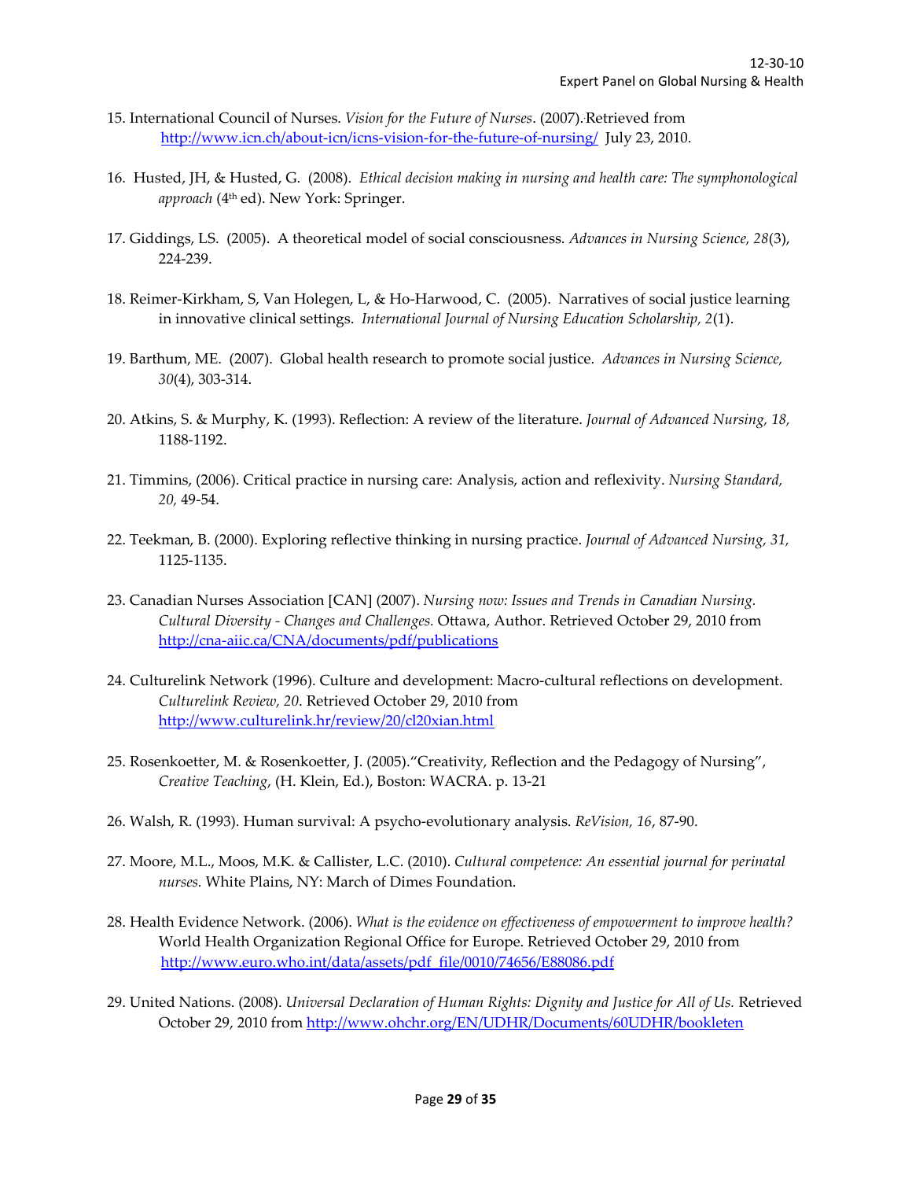15. International Council of Nurses. *Vision for the Future of Nurses*. (2007). Retrieved from http://www.icn.ch/about-icn/icns-vision-for-the-future-of-nursing/ July 23, 2010.

16. Husted, JH, & Husted, G. (2008). *Ethical decision making in nursing and health care: The symphonological approach* (4th ed). New York: Springer.

17. Giddings, LS. (2005). A theoretical model of social consciousness. *Advances in Nursing Science, 28*(3), 224-239.

18. Reimer-Kirkham, S, Van Holegen, L, & Ho-Harwood, C. (2005). Narratives of social justice learning in innovative clinical settings. *International Journal of Nursing Education Scholarship, 2*(1).

19. Barthum, ME. (2007). Global health research to promote social justice. *Advances in Nursing Science, 30*(4), 303-314.

20. Atkins, S. & Murphy, K. (1993). Reflection: A review of the literature. *Journal of Advanced Nursing, 18,* 1188-1192.

21. Timmins, (2006). Critical practice in nursing care: Analysis, action and reflexivity. *Nursing Standard, 20,* 49-54.

22. Teekman, B. (2000). Exploring reflective thinking in nursing practice. *Journal of Advanced Nursing, 31,* 1125-1135.

23. Canadian Nurses Association [CAN] (2007). *Nursing now: Issues and Trends in Canadian Nursing. Cultural Diversity - Changes and Challenges.* Ottawa, Author. Retrieved October 29, 2010 from http://cna-aiic.ca/CNA/documents/pdf/publications

24. Culturelink Network (1996). Culture and development: Macro-cultural reflections on development. *Culturelink Review, 20*. Retrieved October 29, 2010 from http://www.culturelink.hr/review/20/cl20xian.html

25. Rosenkoetter, M. & Rosenkoetter, J. (2005)."Creativity, Reflection and the Pedagogy of Nursing", *Creative Teaching*, (H. Klein, Ed.), Boston: WACRA. p. 13-21

26. Walsh, R. (1993). Human survival: A psycho-evolutionary analysis. *ReVision, 16*, 87-90.

27. Moore, M.L., Moos, M.K. & Callister, L.C. (2010). *Cultural competence: An essential journal for perinatal nurses.* White Plains, NY: March of Dimes Foundation.

28. Health Evidence Network. (2006). *What is the evidence on effectiveness of empowerment to improve health?* World Health Organization Regional Office for Europe. Retrieved October 29, 2010 from http://www.euro.who.int/data/assets/pdf_file/0010/74656/E88086.pdf

29. United Nations. (2008). *Universal Declaration of Human Rights: Dignity and Justice for All of Us.* Retrieved October 29, 2010 from http://www.ohchr.org/EN/UDHR/Documents/60UDHR/bookleten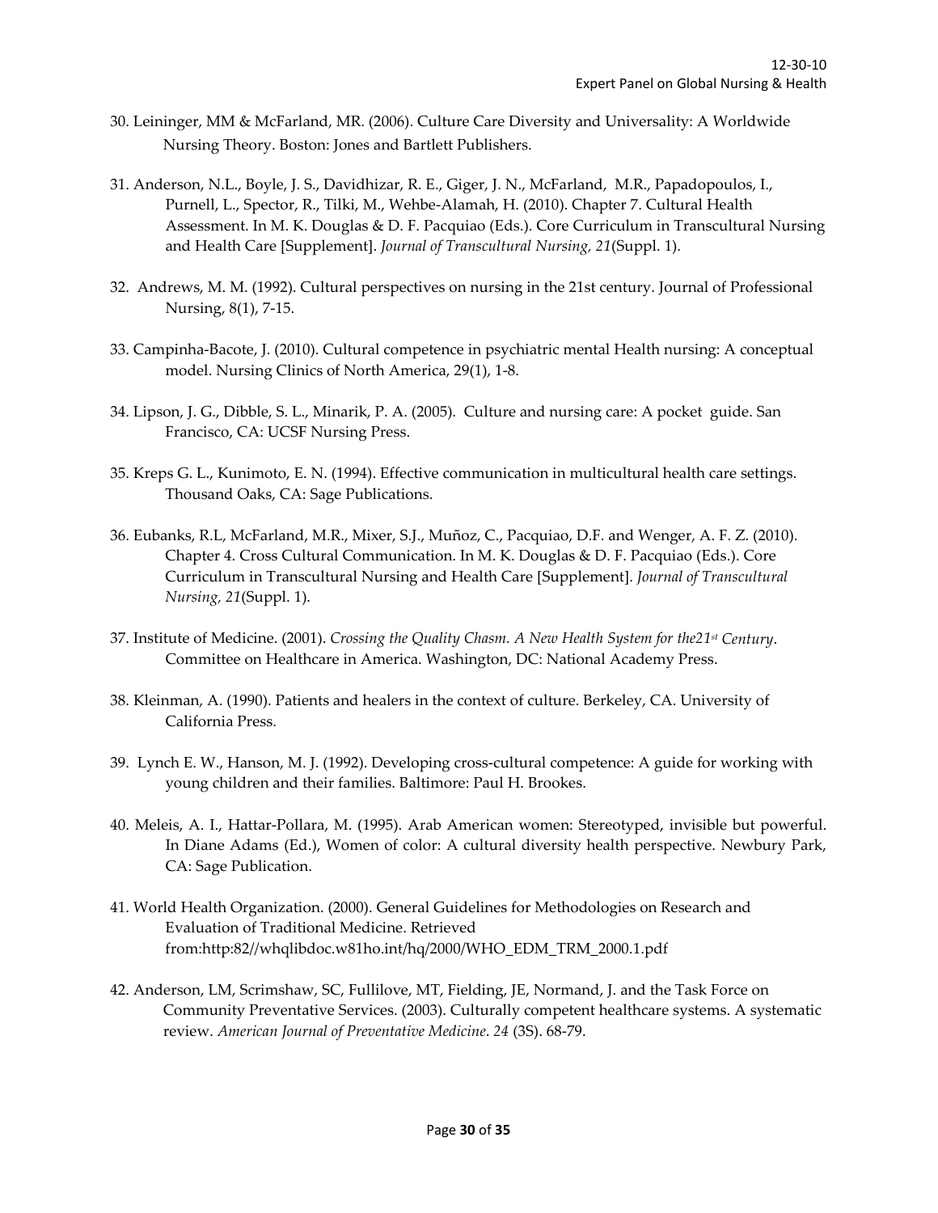30. Leininger, MM & McFarland, MR. (2006). Culture Care Diversity and Universality: A Worldwide Nursing Theory. Boston: Jones and Bartlett Publishers.

31. Anderson, N.L., Boyle, J. S., Davidhizar, R. E., Giger, J. N., McFarland, M.R., Papadopoulos, I., Purnell, L., Spector, R., Tilki, M., Wehbe-Alamah, H. (2010). Chapter 7. Cultural Health Assessment. In M. K. Douglas & D. F. Pacquiao (Eds.). Core Curriculum in Transcultural Nursing and Health Care [Supplement]. *Journal of Transcultural Nursing, 21*(Suppl. 1).

32. Andrews, M. M. (1992). Cultural perspectives on nursing in the 21st century. Journal of Professional Nursing, 8(1), 7-15.

33. Campinha-Bacote, J. (2010). Cultural competence in psychiatric mental Health nursing: A conceptual model. Nursing Clinics of North America, 29(1), 1-8.

34. Lipson, J. G., Dibble, S. L., Minarik, P. A. (2005). Culture and nursing care: A pocket guide. San Francisco, CA: UCSF Nursing Press.

35. Kreps G. L., Kunimoto, E. N. (1994). Effective communication in multicultural health care settings. Thousand Oaks, CA: Sage Publications.

36. Eubanks, R.L, McFarland, M.R., Mixer, S.J., Muñoz, C., Pacquiao, D.F. and Wenger, A. F. Z. (2010). Chapter 4. Cross Cultural Communication. In M. K. Douglas & D. F. Pacquiao (Eds.). Core Curriculum in Transcultural Nursing and Health Care [Supplement]. *Journal of Transcultural Nursing, 21*(Suppl. 1).

37. Institute of Medicine. (2001). *Crossing the Quality Chasm. A New Health System for the21st Century*. Committee on Healthcare in America. Washington, DC: National Academy Press.

38. Kleinman, A. (1990). Patients and healers in the context of culture. Berkeley, CA. University of California Press.

39. Lynch E. W., Hanson, M. J. (1992). Developing cross-cultural competence: A guide for working with young children and their families. Baltimore: Paul H. Brookes.

40. Meleis, A. I., Hattar-Pollara, M. (1995). Arab American women: Stereotyped, invisible but powerful. In Diane Adams (Ed.), Women of color: A cultural diversity health perspective. Newbury Park, CA: Sage Publication.

41. World Health Organization. (2000). General Guidelines for Methodologies on Research and Evaluation of Traditional Medicine. Retrieved from:http:82//whqlibdoc.w81ho.int/hq/2000/WHO_EDM_TRM_2000.1.pdf

42. Anderson, LM, Scrimshaw, SC, Fullilove, MT, Fielding, JE, Normand, J. and the Task Force on Community Preventative Services. (2003). Culturally competent healthcare systems. A systematic review. *American Journal of Preventative Medicine*. *24* (3S). 68-79.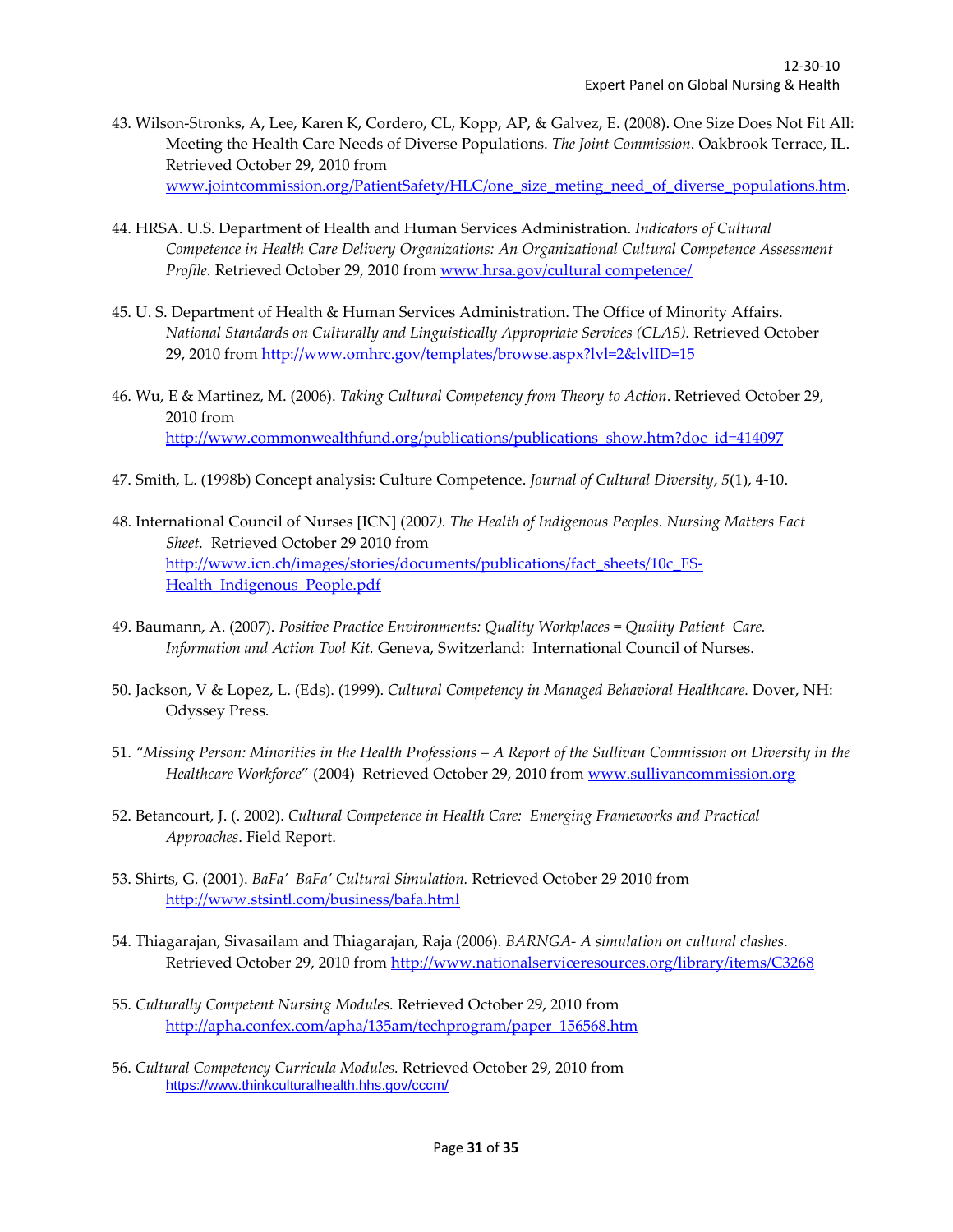43. Wilson-Stronks, A, Lee, Karen K, Cordero, CL, Kopp, AP, & Galvez, E. (2008). One Size Does Not Fit All: Meeting the Health Care Needs of Diverse Populations. *The Joint Commission*. Oakbrook Terrace, IL. Retrieved October 29, 2010 from www.jointcommission.org/PatientSafety/HLC/one_size_meting_need_of_diverse_populations.htm.

44. HRSA. U.S. Department of Health and Human Services Administration. *Indicators of Cultural Competence in Health Care Delivery Organizations: An Organizational Cultural Competence Assessment Profile.* Retrieved October 29, 2010 from www.hrsa.gov/cultural competence/

45. U. S. Department of Health & Human Services Administration. The Office of Minority Affairs. *National Standards on Culturally and Linguistically Appropriate Services (CLAS).* Retrieved October 29, 2010 from http://www.omhrc.gov/templates/browse.aspx?lvl=2&lvlID=15

46. Wu, E & Martinez, M. (2006). *Taking Cultural Competency from Theory to Action*. Retrieved October 29, 2010 from http://www.commonwealthfund.org/publications/publications_show.htm?doc_id=414097

47. Smith, L. (1998b) Concept analysis: Culture Competence. *Journal of Cultural Diversity*, *5*(1), 4-10.

48. International Council of Nurses [ICN] (2007*). The Health of Indigenous Peoples. Nursing Matters Fact Sheet.* Retrieved October 29 2010 from http://www.icn.ch/images/stories/documents/publications/fact_sheets/10c_FS-Health_Indigenous_People.pdf

49. Baumann, A. (2007). *Positive Practice Environments: Quality Workplaces = Quality Patient Care. Information and Action Tool Kit.* Geneva, Switzerland: International Council of Nurses.

50. Jackson, V & Lopez, L. (Eds). (1999). *Cultural Competency in Managed Behavioral Healthcare.* Dover, NH: Odyssey Press.

51. *"Missing Person: Minorities in the Health Professions – A Report of the Sullivan Commission on Diversity in the Healthcare Workforce*" (2004) Retrieved October 29, 2010 from www.sullivancommission.org

52. Betancourt, J. (. 2002). *Cultural Competence in Health Care: Emerging Frameworks and Practical Approaches*. Field Report.

53. Shirts, G. (2001). *BaFa' BaFa' Cultural Simulation.* Retrieved October 29 2010 from http://www.stsintl.com/business/bafa.html

54. Thiagarajan, Sivasailam and Thiagarajan, Raja (2006). *BARNGA- A simulation on cultural clashes*. Retrieved October 29, 2010 from http://www.nationalserviceresources.org/library/items/C3268

55. *Culturally Competent Nursing Modules.* Retrieved October 29, 2010 from http://apha.confex.com/apha/135am/techprogram/paper_156568.htm

56. *Cultural Competency Curricula Modules.* Retrieved October 29, 2010 from https://www.thinkculturalhealth.hhs.gov/cccm/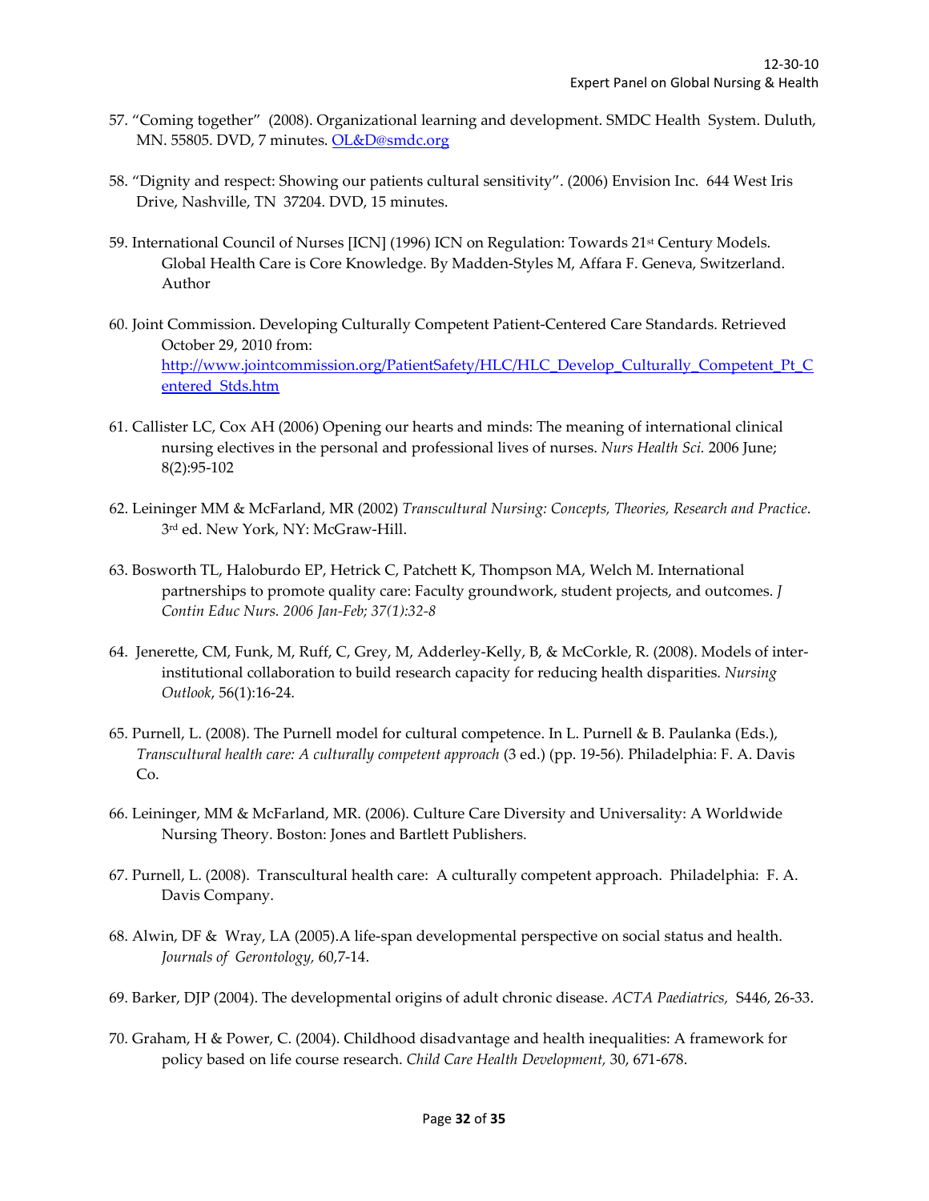57. "Coming together" (2008). Organizational learning and development. SMDC Health System. Duluth, MN. 55805. DVD, 7 minutes. OL&D@smdc.org

58. "Dignity and respect: Showing our patients cultural sensitivity". (2006) Envision Inc. 644 West Iris Drive, Nashville, TN 37204. DVD, 15 minutes.

59. International Council of Nurses [ICN] (1996) ICN on Regulation: Towards 21st Century Models. Global Health Care is Core Knowledge. By Madden-Styles M, Affara F. Geneva, Switzerland. Author

60. Joint Commission. Developing Culturally Competent Patient-Centered Care Standards. Retrieved October 29, 2010 from: http://www.jointcommission.org/PatientSafety/HLC/HLC_Develop_Culturally_Competent_Pt_Centered_Stds.htm

61. Callister LC, Cox AH (2006) Opening our hearts and minds: The meaning of international clinical nursing electives in the personal and professional lives of nurses. *Nurs Health Sci.* 2006 June; 8(2):95-102

62. Leininger MM & McFarland, MR (2002) *Transcultural Nursing: Concepts, Theories, Research and Practice*. 3rd ed. New York, NY: McGraw-Hill.

63. Bosworth TL, Haloburdo EP, Hetrick C, Patchett K, Thompson MA, Welch M. International partnerships to promote quality care: Faculty groundwork, student projects, and outcomes. *J Contin Educ Nurs. 2006 Jan-Feb; 37(1):32-8*

64. Jenerette, CM, Funk, M, Ruff, C, Grey, M, Adderley-Kelly, B, & McCorkle, R. (2008). Models of inter-institutional collaboration to build research capacity for reducing health disparities. *Nursing Outlook*, 56(1):16-24.

65. Purnell, L. (2008). The Purnell model for cultural competence. In L. Purnell & B. Paulanka (Eds.), *Transcultural health care: A culturally competent approach* (3 ed.) (pp. 19-56). Philadelphia: F. A. Davis Co.

66. Leininger, MM & McFarland, MR. (2006). Culture Care Diversity and Universality: A Worldwide Nursing Theory. Boston: Jones and Bartlett Publishers.

67. Purnell, L. (2008). Transcultural health care: A culturally competent approach. Philadelphia: F. A. Davis Company.

68. Alwin, DF & Wray, LA (2005).A life-span developmental perspective on social status and health. *Journals of Gerontology*, 60,7-14.

69. Barker, DJP (2004). The developmental origins of adult chronic disease. *ACTA Paediatrics,* S446, 26-33.

70. Graham, H & Power, C. (2004). Childhood disadvantage and health inequalities: A framework for policy based on life course research. *Child Care Health Development,* 30, 671-678.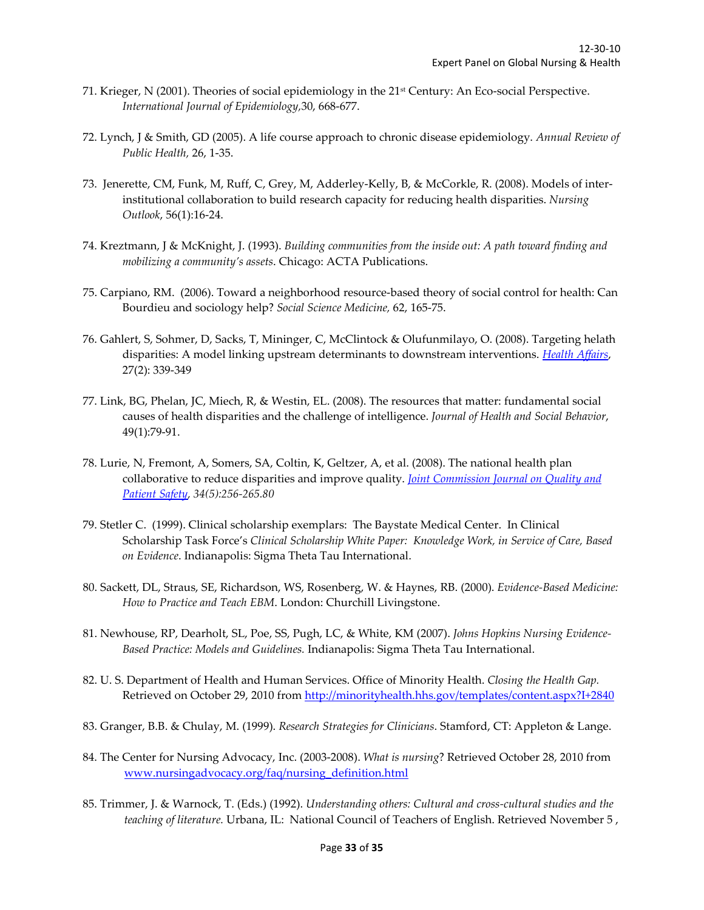71. Krieger, N (2001). Theories of social epidemiology in the 21st Century: An Eco-social Perspective. *International Journal of Epidemiology*,30, 668-677.

72. Lynch, J & Smith, GD (2005). A life course approach to chronic disease epidemiology. *Annual Review of Public Health*, 26, 1-35.

73. Jenerette, CM, Funk, M, Ruff, C, Grey, M, Adderley-Kelly, B, & McCorkle, R. (2008). Models of inter-institutional collaboration to build research capacity for reducing health disparities. *Nursing Outlook*, 56(1):16-24.

74. Kreztmann, J & McKnight, J. (1993). *Building communities from the inside out: A path toward finding and mobilizing a community's assets*. Chicago: ACTA Publications.

75. Carpiano, RM. (2006). Toward a neighborhood resource-based theory of social control for health: Can Bourdieu and sociology help? *Social Science Medicine*, 62, 165-75.

76. Gahlert, S, Sohmer, D, Sacks, T, Mininger, C, McClintock & Olufunmilayo, O. (2008). Targeting helath disparities: A model linking upstream determinants to downstream interventions. *Health Affairs*, 27(2): 339-349

77. Link, BG, Phelan, JC, Miech, R, & Westin, EL. (2008). The resources that matter: fundamental social causes of health disparities and the challenge of intelligence. *Journal of Health and Social Behavior*, 49(1):79-91.

78. Lurie, N, Fremont, A, Somers, SA, Coltin, K, Geltzer, A, et al. (2008). The national health plan collaborative to reduce disparities and improve quality. *Joint Commission Journal on Quality and Patient Safety, 34(5):256-265.80*

79. Stetler C. (1999). Clinical scholarship exemplars: The Baystate Medical Center. In Clinical Scholarship Task Force's *Clinical Scholarship White Paper: Knowledge Work, in Service of Care, Based on Evidence*. Indianapolis: Sigma Theta Tau International.

80. Sackett, DL, Straus, SE, Richardson, WS, Rosenberg, W. & Haynes, RB. (2000). *Evidence-Based Medicine: How to Practice and Teach EBM*. London: Churchill Livingstone.

81. Newhouse, RP, Dearholt, SL, Poe, SS, Pugh, LC, & White, KM (2007). *Johns Hopkins Nursing Evidence-Based Practice: Models and Guidelines.* Indianapolis: Sigma Theta Tau International.

82. U. S. Department of Health and Human Services. Office of Minority Health. *Closing the Health Gap.* Retrieved on October 29, 2010 from http://minorityhealth.hhs.gov/templates/content.aspx?I+2840

83. Granger, B.B. & Chulay, M. (1999). *Research Strategies for Clinicians*. Stamford, CT: Appleton & Lange.

84. The Center for Nursing Advocacy, Inc. (2003-2008). *What is nursing*? Retrieved October 28, 2010 from www.nursingadvocacy.org/faq/nursing_definition.html

85. Trimmer, J. & Warnock, T. (Eds.) (1992). *Understanding others: Cultural and cross-cultural studies and the teaching of literature.* Urbana, IL: National Council of Teachers of English. Retrieved November 5 ,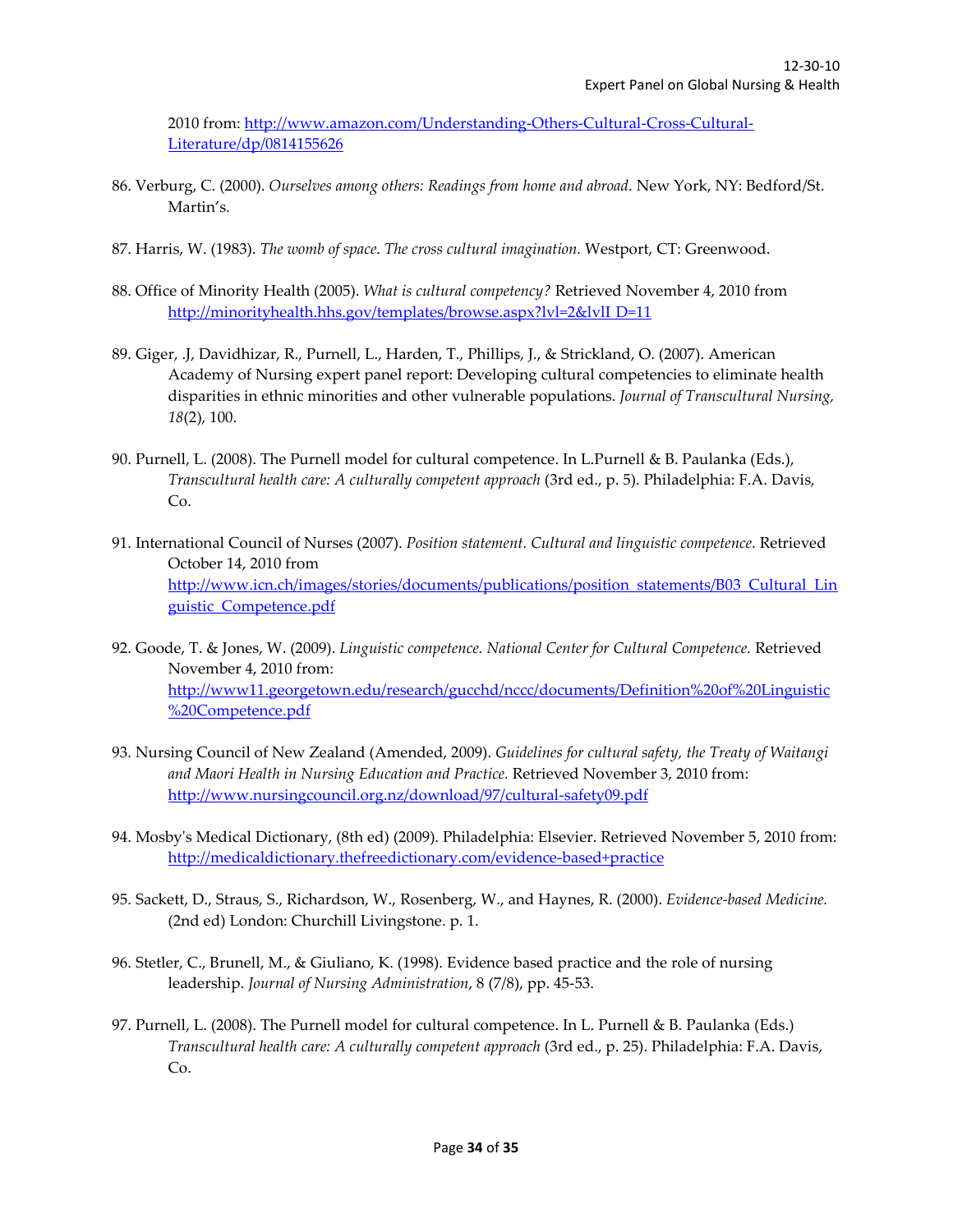2010 from: http://www.amazon.com/Understanding-Others-Cultural-Cross-Cultural-Literature/dp/0814155626

86. Verburg, C. (2000). *Ourselves among others: Readings from home and abroad*. New York, NY: Bedford/St. Martin's.

87. Harris, W. (1983). *The womb of space*. *The cross cultural imagination.* Westport, CT: Greenwood.

88. Office of Minority Health (2005). *What is cultural competency?* Retrieved November 4, 2010 from http://minorityhealth.hhs.gov/templates/browse.aspx?lvl=2&lvlI D=11

89. Giger, .J, Davidhizar, R., Purnell, L., Harden, T., Phillips, J., & Strickland, O. (2007). American Academy of Nursing expert panel report: Developing cultural competencies to eliminate health disparities in ethnic minorities and other vulnerable populations. *Journal of Transcultural Nursing, 18*(2), 100.

90. Purnell, L. (2008). The Purnell model for cultural competence. In L.Purnell & B. Paulanka (Eds.), *Transcultural health care: A culturally competent approach* (3rd ed., p. 5). Philadelphia: F.A. Davis, Co.

91. International Council of Nurses (2007). *Position statement. Cultural and linguistic competence*. Retrieved October 14, 2010 from http://www.icn.ch/images/stories/documents/publications/position_statements/B03_Cultural_Linguistic_Competence.pdf

92. Goode, T. & Jones, W. (2009). *Linguistic competence. National Center for Cultural Competence.* Retrieved November 4, 2010 from: http://www11.georgetown.edu/research/gucchd/nccc/documents/Definition%20of%20Linguistic%20Competence.pdf

93. Nursing Council of New Zealand (Amended, 2009). *Guidelines for cultural safety, the Treaty of Waitangi and Maori Health in Nursing Education and Practice.* Retrieved November 3, 2010 from: http://www.nursingcouncil.org.nz/download/97/cultural-safety09.pdf

94. Mosby's Medical Dictionary, (8th ed) (2009). Philadelphia: Elsevier. Retrieved November 5, 2010 from: http://medicaldictionary.thefreedictionary.com/evidence-based+practice

95. Sackett, D., Straus, S., Richardson, W., Rosenberg, W., and Haynes, R. (2000). *Evidence-based Medicine.* (2nd ed) London: Churchill Livingstone. p. 1.

96. Stetler, C., Brunell, M., & Giuliano, K. (1998). Evidence based practice and the role of nursing leadership. *Journal of Nursing Administration*, 8 (7/8), pp. 45-53.

97. Purnell, L. (2008). The Purnell model for cultural competence. In L. Purnell & B. Paulanka (Eds.) *Transcultural health care: A culturally competent approach* (3rd ed., p. 25). Philadelphia: F.A. Davis, Co.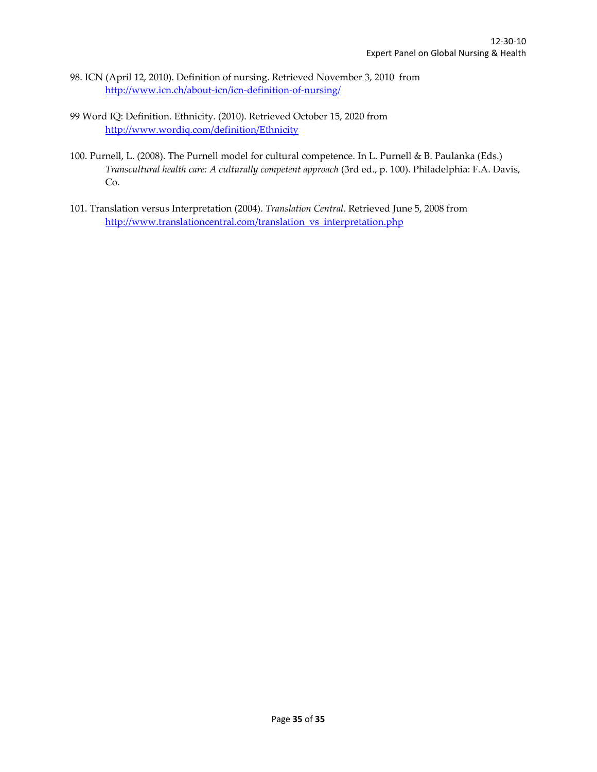98. ICN (April 12, 2010). Definition of nursing. Retrieved November 3, 2010 from http://www.icn.ch/about-icn/icn-definition-of-nursing/

99 Word IQ: Definition. Ethnicity. (2010). Retrieved October 15, 2020 from http://www.wordiq.com/definition/Ethnicity

100. Purnell, L. (2008). The Purnell model for cultural competence. In L. Purnell & B. Paulanka (Eds.) *Transcultural health care: A culturally competent approach* (3rd ed., p. 100). Philadelphia: F.A. Davis, Co.

101. Translation versus Interpretation (2004). *Translation Central*. Retrieved June 5, 2008 from http://www.translationcentral.com/translation_vs_interpretation.php